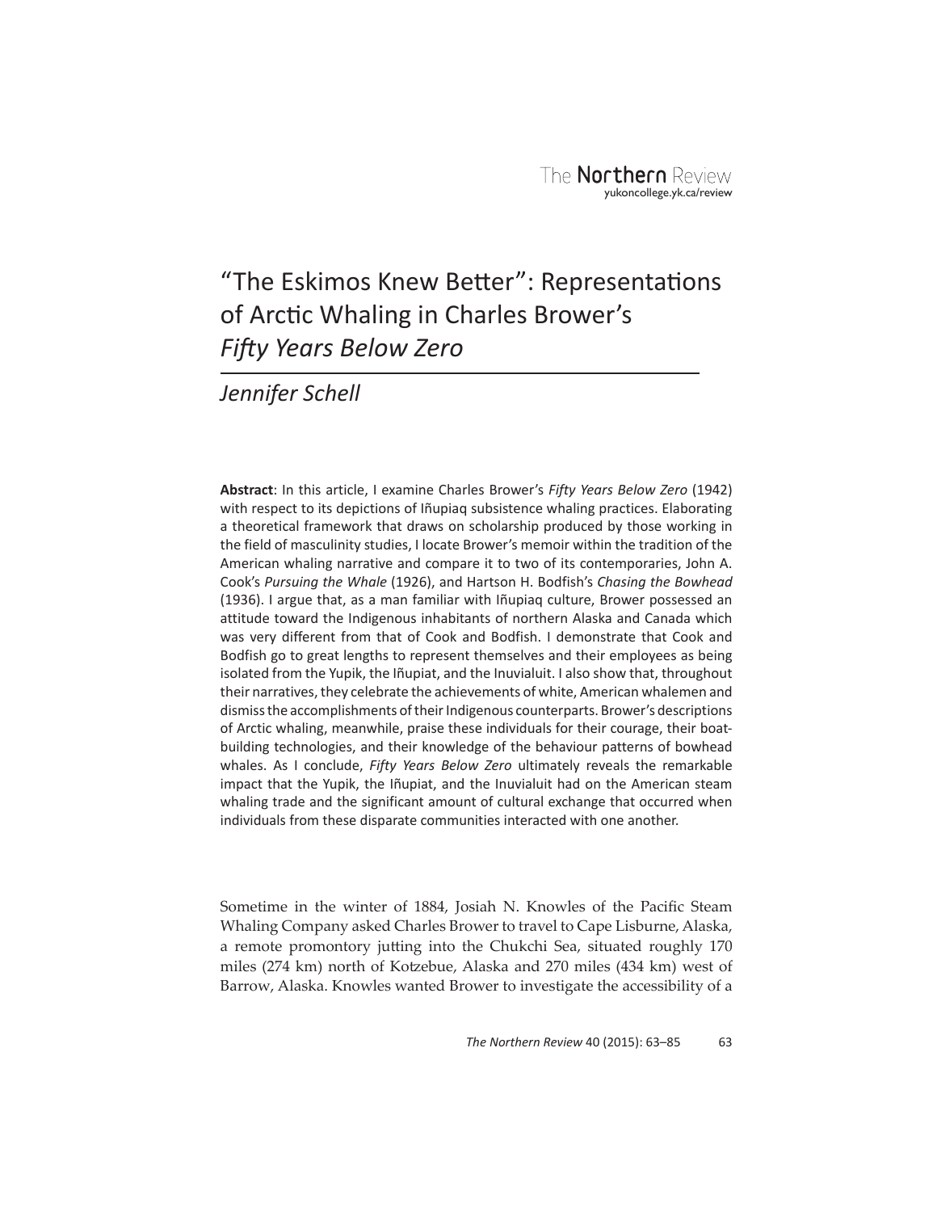# "The Eskimos Knew Better": Representations of Arctic Whaling in Charles Brower's *Fifty Years Below Zero*

*Jennifer Schell*

**Abstract**: In this article, I examine Charles Brower's *Fifty Years Below Zero* (1942) with respect to its depictions of Iñupiaq subsistence whaling practices. Elaborating a theoretical framework that draws on scholarship produced by those working in the field of masculinity studies, I locate Brower's memoir within the tradition of the American whaling narrative and compare it to two of its contemporaries, John A. Cook's *Pursuing the Whale* (1926), and Hartson H. Bodfish's *Chasing the Bowhead* (1936). I argue that, as a man familiar with Iñupiaq culture, Brower possessed an attitude toward the Indigenous inhabitants of northern Alaska and Canada which was very different from that of Cook and Bodfish. I demonstrate that Cook and Bodfish go to great lengths to represent themselves and their employees as being isolated from the Yupik, the Iñupiat, and the Inuvialuit. I also show that, throughout their narratives, they celebrate the achievements of white, American whalemen and dismiss the accomplishments of their Indigenous counterparts. Brower's descriptions of Arctic whaling, meanwhile, praise these individuals for their courage, their boat-building technologies, and their knowledge of the behaviour patterns of bowhead whales. As I conclude, *Fifty Years Below Zero* ultimately reveals the remarkable impact that the Yupik, the Iñupiat, and the Inuvialuit had on the American steam whaling trade and the significant amount of cultural exchange that occurred when individuals from these disparate communities interacted with one another.

Sometime in the winter of 1884, Josiah N. Knowles of the Pacific Steam Whaling Company asked Charles Brower to travel to Cape Lisburne, Alaska, a remote promontory jutting into the Chukchi Sea, situated roughly 170 miles (274 km) north of Kotzebue, Alaska and 270 miles (434 km) west of Barrow, Alaska. Knowles wanted Brower to investigate the accessibility of a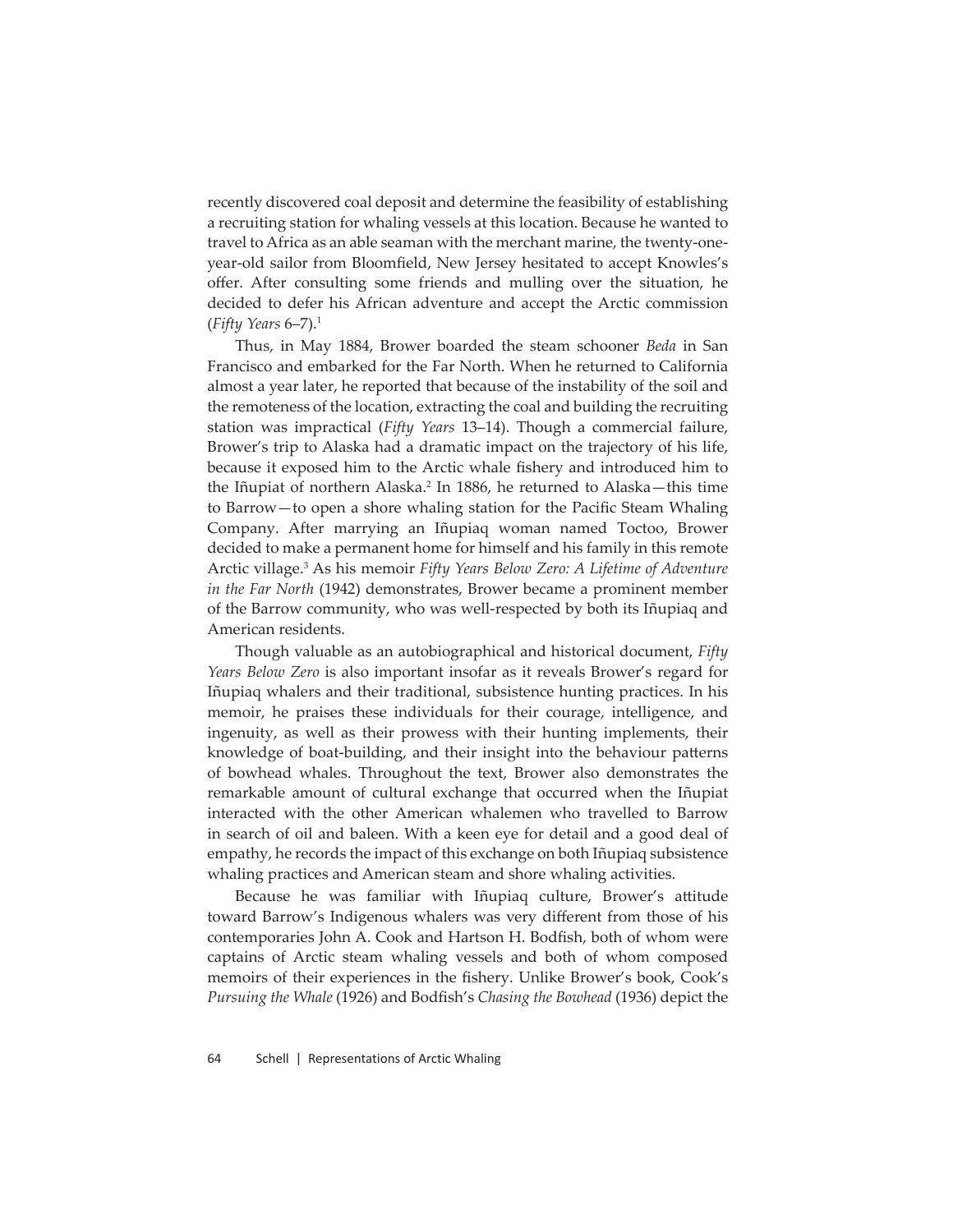recently discovered coal deposit and determine the feasibility of establishing a recruiting station for whaling vessels at this location. Because he wanted to travel to Africa as an able seaman with the merchant marine, the twenty-one-year-old sailor from Bloomfield, New Jersey hesitated to accept Knowles's offer. After consulting some friends and mulling over the situation, he decided to defer his African adventure and accept the Arctic commission (*Fifty Years* 6–7).[1]

Thus, in May 1884, Brower boarded the steam schooner *Beda* in San Francisco and embarked for the Far North. When he returned to California almost a year later, he reported that because of the instability of the soil and the remoteness of the location, extracting the coal and building the recruiting station was impractical (*Fifty Years* 13–14). Though a commercial failure, Brower's trip to Alaska had a dramatic impact on the trajectory of his life, because it exposed him to the Arctic whale fishery and introduced him to the Iñupiat of northern Alaska.[2] In 1886, he returned to Alaska—this time to Barrow—to open a shore whaling station for the Pacific Steam Whaling Company. After marrying an Iñupiaq woman named Toctoo, Brower decided to make a permanent home for himself and his family in this remote Arctic village.[3] As his memoir *Fifty Years Below Zero: A Lifetime of Adventure in the Far North* (1942) demonstrates, Brower became a prominent member of the Barrow community, who was well-respected by both its Iñupiaq and American residents.

Though valuable as an autobiographical and historical document, *Fifty Years Below Zero* is also important insofar as it reveals Brower's regard for Iñupiaq whalers and their traditional, subsistence hunting practices. In his memoir, he praises these individuals for their courage, intelligence, and ingenuity, as well as their prowess with their hunting implements, their knowledge of boat-building, and their insight into the behaviour patterns of bowhead whales. Throughout the text, Brower also demonstrates the remarkable amount of cultural exchange that occurred when the Iñupiat interacted with the other American whalemen who travelled to Barrow in search of oil and baleen. With a keen eye for detail and a good deal of empathy, he records the impact of this exchange on both Iñupiaq subsistence whaling practices and American steam and shore whaling activities.

Because he was familiar with Iñupiaq culture, Brower's attitude toward Barrow's Indigenous whalers was very different from those of his contemporaries John A. Cook and Hartson H. Bodfish, both of whom were captains of Arctic steam whaling vessels and both of whom composed memoirs of their experiences in the fishery. Unlike Brower's book, Cook's *Pursuing the Whale* (1926) and Bodfish's *Chasing the Bowhead* (1936) depict the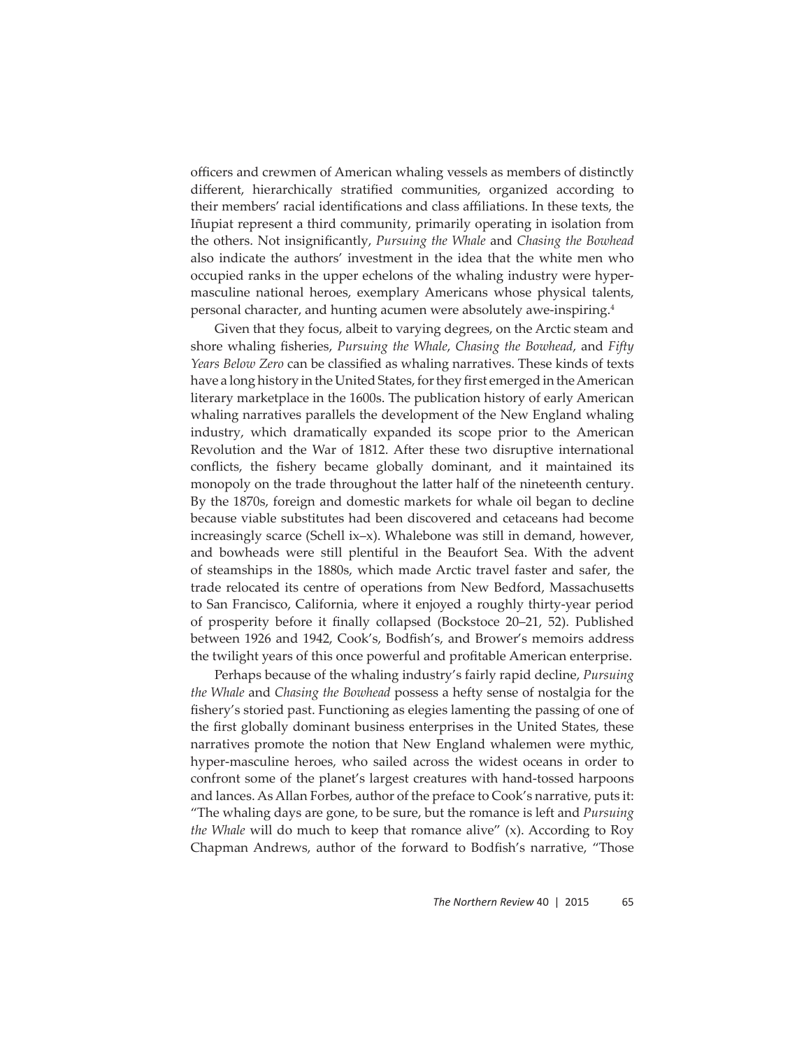officers and crewmen of American whaling vessels as members of distinctly different, hierarchically stratified communities, organized according to their members' racial identifications and class affiliations. In these texts, the Iñupiat represent a third community, primarily operating in isolation from the others. Not insignificantly, *Pursuing the Whale* and *Chasing the Bowhead* also indicate the authors' investment in the idea that the white men who occupied ranks in the upper echelons of the whaling industry were hyper-masculine national heroes, exemplary Americans whose physical talents, personal character, and hunting acumen were absolutely awe-inspiring.[4]

Given that they focus, albeit to varying degrees, on the Arctic steam and shore whaling fisheries, *Pursuing the Whale*, *Chasing the Bowhead*, and *Fifty Years Below Zero* can be classified as whaling narratives. These kinds of texts have a long history in the United States, for they first emerged in the American literary marketplace in the 1600s. The publication history of early American whaling narratives parallels the development of the New England whaling industry, which dramatically expanded its scope prior to the American Revolution and the War of 1812. After these two disruptive international conflicts, the fishery became globally dominant, and it maintained its monopoly on the trade throughout the latter half of the nineteenth century. By the 1870s, foreign and domestic markets for whale oil began to decline because viable substitutes had been discovered and cetaceans had become increasingly scarce (Schell ix–x). Whalebone was still in demand, however, and bowheads were still plentiful in the Beaufort Sea. With the advent of steamships in the 1880s, which made Arctic travel faster and safer, the trade relocated its centre of operations from New Bedford, Massachusetts to San Francisco, California, where it enjoyed a roughly thirty-year period of prosperity before it finally collapsed (Bockstoce 20–21, 52). Published between 1926 and 1942, Cook's, Bodfish's, and Brower's memoirs address the twilight years of this once powerful and profitable American enterprise.

Perhaps because of the whaling industry's fairly rapid decline, *Pursuing the Whale* and *Chasing the Bowhead* possess a hefty sense of nostalgia for the fishery's storied past. Functioning as elegies lamenting the passing of one of the first globally dominant business enterprises in the United States, these narratives promote the notion that New England whalemen were mythic, hyper-masculine heroes, who sailed across the widest oceans in order to confront some of the planet's largest creatures with hand-tossed harpoons and lances. As Allan Forbes, author of the preface to Cook's narrative, puts it: "The whaling days are gone, to be sure, but the romance is left and *Pursuing the Whale* will do much to keep that romance alive" (x). According to Roy Chapman Andrews, author of the forward to Bodfish's narrative, "Those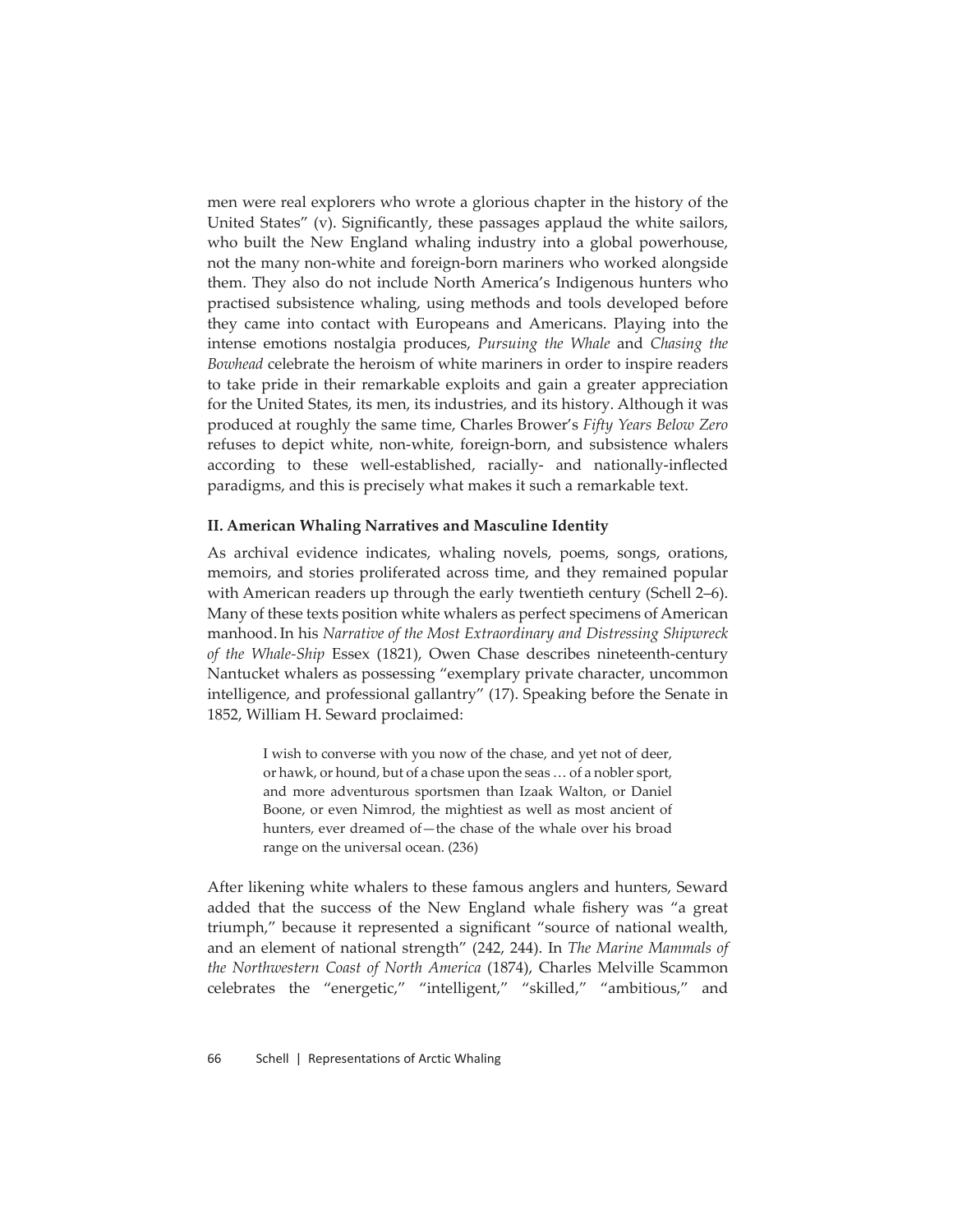men were real explorers who wrote a glorious chapter in the history of the United States" (v). Significantly, these passages applaud the white sailors, who built the New England whaling industry into a global powerhouse, not the many non-white and foreign-born mariners who worked alongside them. They also do not include North America's Indigenous hunters who practised subsistence whaling, using methods and tools developed before they came into contact with Europeans and Americans. Playing into the intense emotions nostalgia produces, *Pursuing the Whale* and *Chasing the Bowhead* celebrate the heroism of white mariners in order to inspire readers to take pride in their remarkable exploits and gain a greater appreciation for the United States, its men, its industries, and its history. Although it was produced at roughly the same time, Charles Brower's *Fifty Years Below Zero* refuses to depict white, non-white, foreign-born, and subsistence whalers according to these well-established, racially- and nationally-inflected paradigms, and this is precisely what makes it such a remarkable text.

### II. American Whaling Narratives and Masculine Identity

As archival evidence indicates, whaling novels, poems, songs, orations, memoirs, and stories proliferated across time, and they remained popular with American readers up through the early twentieth century (Schell 2–6). Many of these texts position white whalers as perfect specimens of American manhood. In his *Narrative of the Most Extraordinary and Distressing Shipwreck of the Whale-Ship* Essex (1821), Owen Chase describes nineteenth-century Nantucket whalers as possessing "exemplary private character, uncommon intelligence, and professional gallantry" (17). Speaking before the Senate in 1852, William H. Seward proclaimed:

> I wish to converse with you now of the chase, and yet not of deer, or hawk, or hound, but of a chase upon the seas … of a nobler sport, and more adventurous sportsmen than Izaak Walton, or Daniel Boone, or even Nimrod, the mightiest as well as most ancient of hunters, ever dreamed of—the chase of the whale over his broad range on the universal ocean. (236)

After likening white whalers to these famous anglers and hunters, Seward added that the success of the New England whale fishery was "a great triumph," because it represented a significant "source of national wealth, and an element of national strength" (242, 244). In *The Marine Mammals of the Northwestern Coast of North America* (1874), Charles Melville Scammon celebrates the "energetic," "intelligent," "skilled," "ambitious," and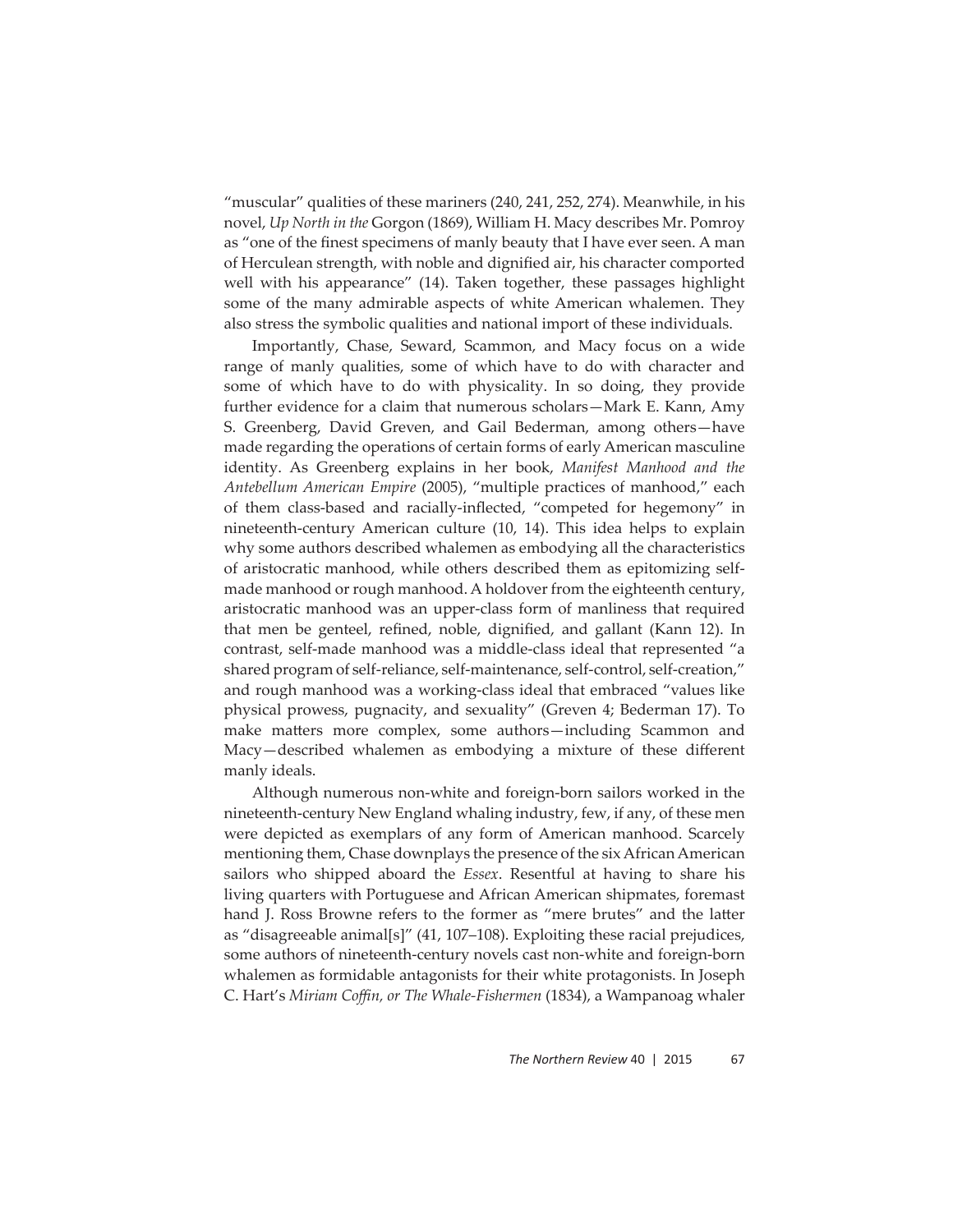"muscular" qualities of these mariners (240, 241, 252, 274). Meanwhile, in his novel, *Up North in the* Gorgon (1869), William H. Macy describes Mr. Pomroy as "one of the finest specimens of manly beauty that I have ever seen. A man of Herculean strength, with noble and dignified air, his character comported well with his appearance" (14). Taken together, these passages highlight some of the many admirable aspects of white American whalemen. They also stress the symbolic qualities and national import of these individuals.

Importantly, Chase, Seward, Scammon, and Macy focus on a wide range of manly qualities, some of which have to do with character and some of which have to do with physicality. In so doing, they provide further evidence for a claim that numerous scholars—Mark E. Kann, Amy S. Greenberg, David Greven, and Gail Bederman, among others—have made regarding the operations of certain forms of early American masculine identity. As Greenberg explains in her book, *Manifest Manhood and the Antebellum American Empire* (2005), "multiple practices of manhood," each of them class-based and racially-inflected, "competed for hegemony" in nineteenth-century American culture (10, 14). This idea helps to explain why some authors described whalemen as embodying all the characteristics of aristocratic manhood, while others described them as epitomizing self-made manhood or rough manhood. A holdover from the eighteenth century, aristocratic manhood was an upper-class form of manliness that required that men be genteel, refined, noble, dignified, and gallant (Kann 12). In contrast, self-made manhood was a middle-class ideal that represented "a shared program of self-reliance, self-maintenance, self-control, self-creation," and rough manhood was a working-class ideal that embraced "values like physical prowess, pugnacity, and sexuality" (Greven 4; Bederman 17). To make matters more complex, some authors—including Scammon and Macy—described whalemen as embodying a mixture of these different manly ideals.

Although numerous non-white and foreign-born sailors worked in the nineteenth-century New England whaling industry, few, if any, of these men were depicted as exemplars of any form of American manhood. Scarcely mentioning them, Chase downplays the presence of the six African American sailors who shipped aboard the *Essex*. Resentful at having to share his living quarters with Portuguese and African American shipmates, foremast hand J. Ross Browne refers to the former as "mere brutes" and the latter as "disagreeable animal[s]" (41, 107–108). Exploiting these racial prejudices, some authors of nineteenth-century novels cast non-white and foreign-born whalemen as formidable antagonists for their white protagonists. In Joseph C. Hart's *Miriam Coffin, or The Whale-Fishermen* (1834), a Wampanoag whaler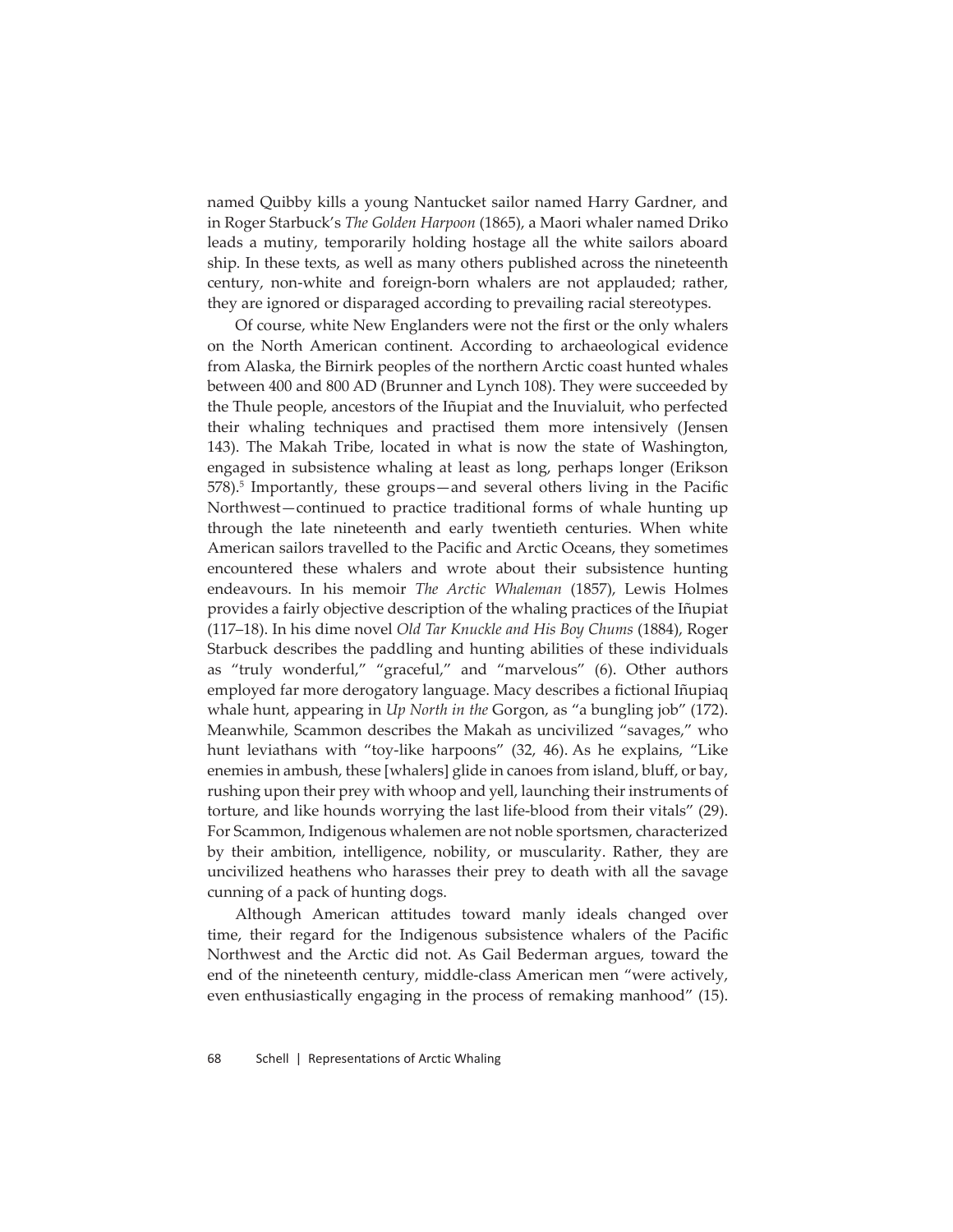named Quibby kills a young Nantucket sailor named Harry Gardner, and in Roger Starbuck's *The Golden Harpoon* (1865), a Maori whaler named Driko leads a mutiny, temporarily holding hostage all the white sailors aboard ship. In these texts, as well as many others published across the nineteenth century, non-white and foreign-born whalers are not applauded; rather, they are ignored or disparaged according to prevailing racial stereotypes.

Of course, white New Englanders were not the first or the only whalers on the North American continent. According to archaeological evidence from Alaska, the Birnirk peoples of the northern Arctic coast hunted whales between 400 and 800 AD (Brunner and Lynch 108). They were succeeded by the Thule people, ancestors of the Iñupiat and the Inuvialuit, who perfected their whaling techniques and practised them more intensively (Jensen 143). The Makah Tribe, located in what is now the state of Washington, engaged in subsistence whaling at least as long, perhaps longer (Erikson 578).[5] Importantly, these groups—and several others living in the Pacific Northwest—continued to practice traditional forms of whale hunting up through the late nineteenth and early twentieth centuries. When white American sailors travelled to the Pacific and Arctic Oceans, they sometimes encountered these whalers and wrote about their subsistence hunting endeavours. In his memoir *The Arctic Whaleman* (1857), Lewis Holmes provides a fairly objective description of the whaling practices of the Iñupiat (117–18). In his dime novel *Old Tar Knuckle and His Boy Chums* (1884), Roger Starbuck describes the paddling and hunting abilities of these individuals as "truly wonderful," "graceful," and "marvelous" (6). Other authors employed far more derogatory language. Macy describes a fictional Iñupiaq whale hunt, appearing in *Up North in the* Gorgon, as "a bungling job" (172). Meanwhile, Scammon describes the Makah as uncivilized "savages," who hunt leviathans with "toy-like harpoons" (32, 46). As he explains, "Like enemies in ambush, these [whalers] glide in canoes from island, bluff, or bay, rushing upon their prey with whoop and yell, launching their instruments of torture, and like hounds worrying the last life-blood from their vitals" (29). For Scammon, Indigenous whalemen are not noble sportsmen, characterized by their ambition, intelligence, nobility, or muscularity. Rather, they are uncivilized heathens who harasses their prey to death with all the savage cunning of a pack of hunting dogs.

Although American attitudes toward manly ideals changed over time, their regard for the Indigenous subsistence whalers of the Pacific Northwest and the Arctic did not. As Gail Bederman argues, toward the end of the nineteenth century, middle-class American men "were actively, even enthusiastically engaging in the process of remaking manhood" (15).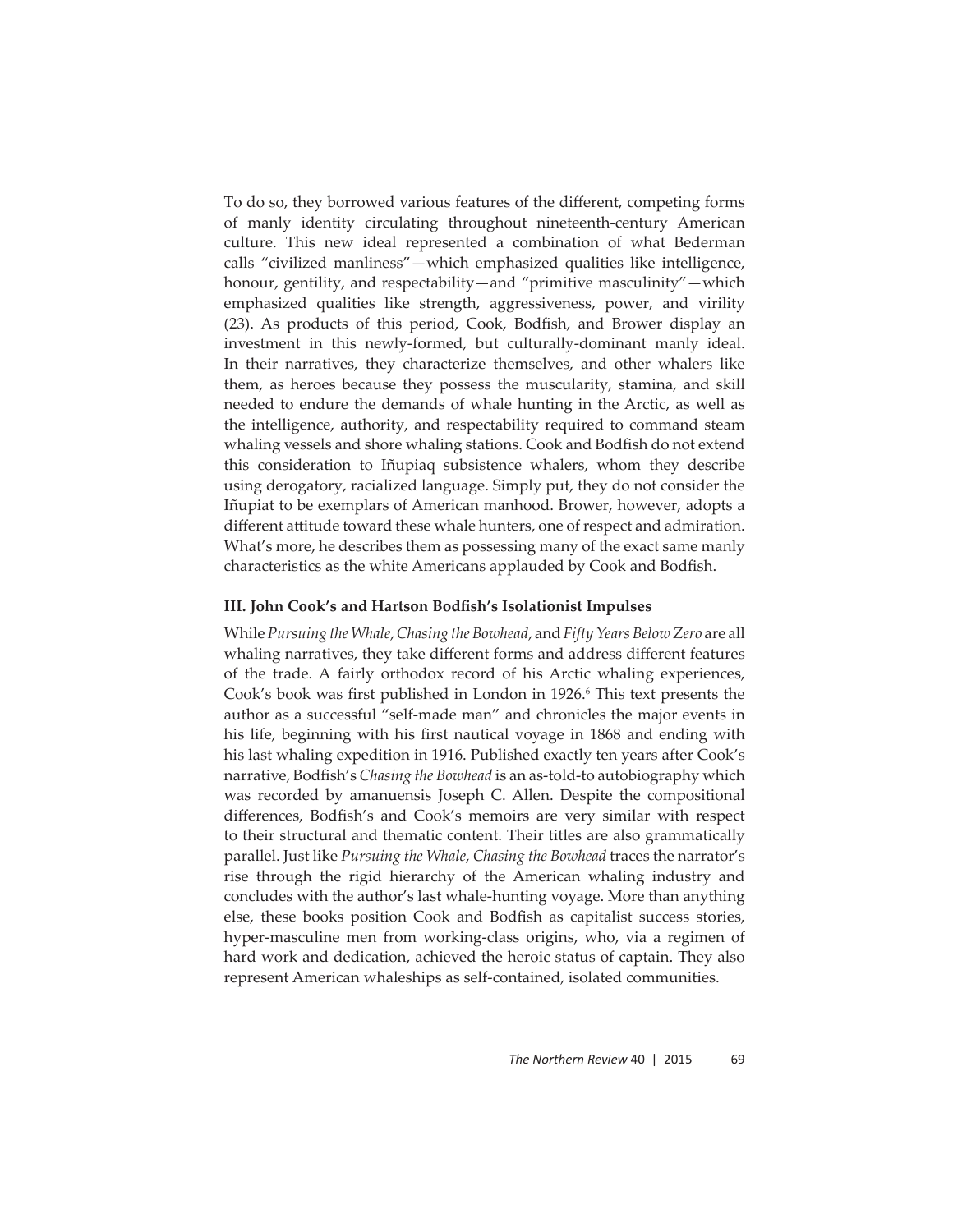To do so, they borrowed various features of the different, competing forms of manly identity circulating throughout nineteenth-century American culture. This new ideal represented a combination of what Bederman calls "civilized manliness"—which emphasized qualities like intelligence, honour, gentility, and respectability—and "primitive masculinity"—which emphasized qualities like strength, aggressiveness, power, and virility (23). As products of this period, Cook, Bodfish, and Brower display an investment in this newly-formed, but culturally-dominant manly ideal. In their narratives, they characterize themselves, and other whalers like them, as heroes because they possess the muscularity, stamina, and skill needed to endure the demands of whale hunting in the Arctic, as well as the intelligence, authority, and respectability required to command steam whaling vessels and shore whaling stations. Cook and Bodfish do not extend this consideration to Iñupiaq subsistence whalers, whom they describe using derogatory, racialized language. Simply put, they do not consider the Iñupiat to be exemplars of American manhood. Brower, however, adopts a different attitude toward these whale hunters, one of respect and admiration. What's more, he describes them as possessing many of the exact same manly characteristics as the white Americans applauded by Cook and Bodfish.

### III. John Cook's and Hartson Bodfish's Isolationist Impulses

While *Pursuing the Whale*, *Chasing the Bowhead*, and *Fifty Years Below Zero* are all whaling narratives, they take different forms and address different features of the trade. A fairly orthodox record of his Arctic whaling experiences, Cook's book was first published in London in 1926.[6] This text presents the author as a successful "self-made man" and chronicles the major events in his life, beginning with his first nautical voyage in 1868 and ending with his last whaling expedition in 1916. Published exactly ten years after Cook's narrative, Bodfish's *Chasing the Bowhead* is an as-told-to autobiography which was recorded by amanuensis Joseph C. Allen. Despite the compositional differences, Bodfish's and Cook's memoirs are very similar with respect to their structural and thematic content. Their titles are also grammatically parallel. Just like *Pursuing the Whale*, *Chasing the Bowhead* traces the narrator's rise through the rigid hierarchy of the American whaling industry and concludes with the author's last whale-hunting voyage. More than anything else, these books position Cook and Bodfish as capitalist success stories, hyper-masculine men from working-class origins, who, via a regimen of hard work and dedication, achieved the heroic status of captain. They also represent American whaleships as self-contained, isolated communities.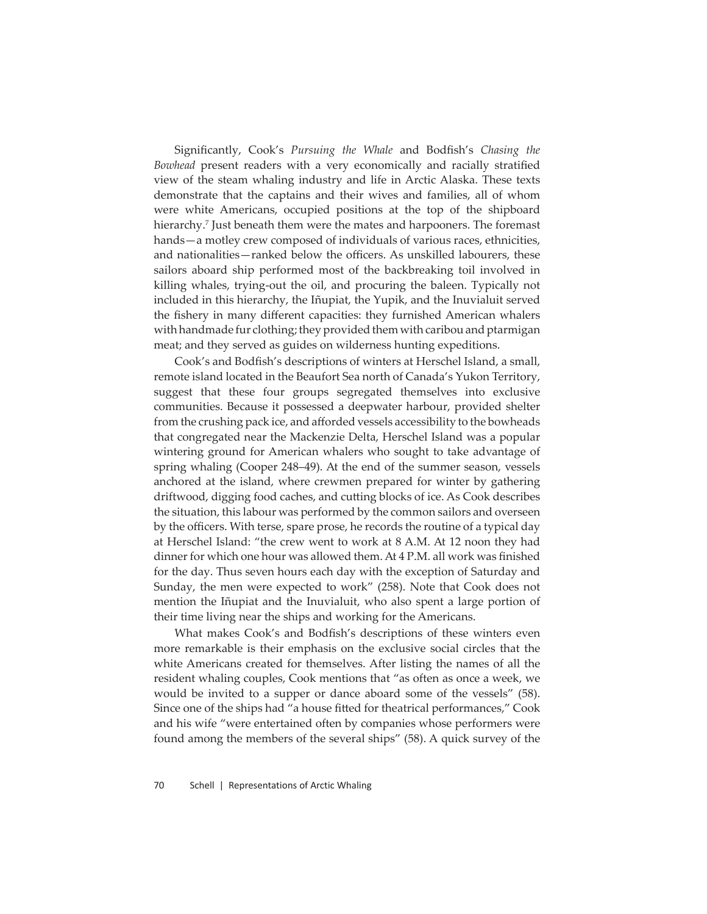Significantly, Cook's *Pursuing the Whale* and Bodfish's *Chasing the Bowhead* present readers with a very economically and racially stratified view of the steam whaling industry and life in Arctic Alaska. These texts demonstrate that the captains and their wives and families, all of whom were white Americans, occupied positions at the top of the shipboard hierarchy.[7] Just beneath them were the mates and harpooners. The foremast hands—a motley crew composed of individuals of various races, ethnicities, and nationalities—ranked below the officers. As unskilled labourers, these sailors aboard ship performed most of the backbreaking toil involved in killing whales, trying-out the oil, and procuring the baleen. Typically not included in this hierarchy, the Iñupiat, the Yupik, and the Inuvialuit served the fishery in many different capacities: they furnished American whalers with handmade fur clothing; they provided them with caribou and ptarmigan meat; and they served as guides on wilderness hunting expeditions.

Cook's and Bodfish's descriptions of winters at Herschel Island, a small, remote island located in the Beaufort Sea north of Canada's Yukon Territory, suggest that these four groups segregated themselves into exclusive communities. Because it possessed a deepwater harbour, provided shelter from the crushing pack ice, and afforded vessels accessibility to the bowheads that congregated near the Mackenzie Delta, Herschel Island was a popular wintering ground for American whalers who sought to take advantage of spring whaling (Cooper 248–49). At the end of the summer season, vessels anchored at the island, where crewmen prepared for winter by gathering driftwood, digging food caches, and cutting blocks of ice. As Cook describes the situation, this labour was performed by the common sailors and overseen by the officers. With terse, spare prose, he records the routine of a typical day at Herschel Island: "the crew went to work at 8 A.M. At 12 noon they had dinner for which one hour was allowed them. At 4 P.M. all work was finished for the day. Thus seven hours each day with the exception of Saturday and Sunday, the men were expected to work" (258). Note that Cook does not mention the Iñupiat and the Inuvialuit, who also spent a large portion of their time living near the ships and working for the Americans.

What makes Cook's and Bodfish's descriptions of these winters even more remarkable is their emphasis on the exclusive social circles that the white Americans created for themselves. After listing the names of all the resident whaling couples, Cook mentions that "as often as once a week, we would be invited to a supper or dance aboard some of the vessels" (58). Since one of the ships had "a house fitted for theatrical performances," Cook and his wife "were entertained often by companies whose performers were found among the members of the several ships" (58). A quick survey of the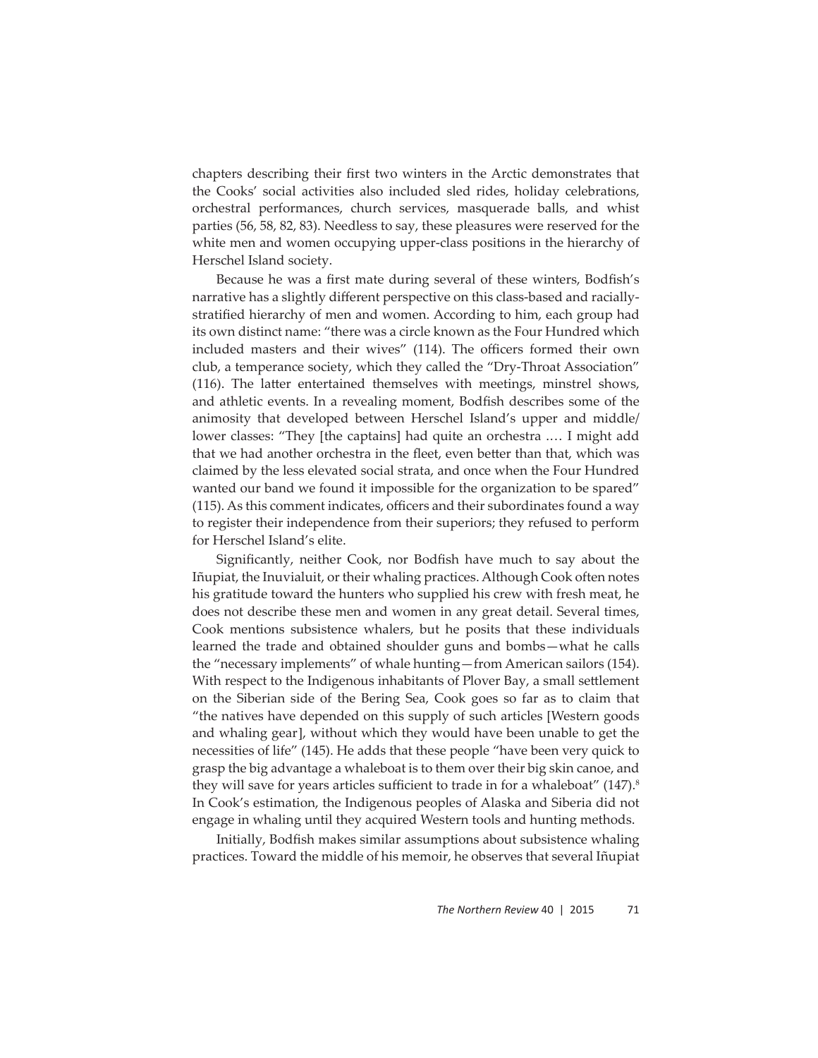chapters describing their first two winters in the Arctic demonstrates that the Cooks' social activities also included sled rides, holiday celebrations, orchestral performances, church services, masquerade balls, and whist parties (56, 58, 82, 83). Needless to say, these pleasures were reserved for the white men and women occupying upper-class positions in the hierarchy of Herschel Island society.

Because he was a first mate during several of these winters, Bodfish's narrative has a slightly different perspective on this class-based and racially-stratified hierarchy of men and women. According to him, each group had its own distinct name: "there was a circle known as the Four Hundred which included masters and their wives" (114). The officers formed their own club, a temperance society, which they called the "Dry-Throat Association" (116). The latter entertained themselves with meetings, minstrel shows, and athletic events. In a revealing moment, Bodfish describes some of the animosity that developed between Herschel Island's upper and middle/lower classes: "They [the captains] had quite an orchestra .… I might add that we had another orchestra in the fleet, even better than that, which was claimed by the less elevated social strata, and once when the Four Hundred wanted our band we found it impossible for the organization to be spared" (115). As this comment indicates, officers and their subordinates found a way to register their independence from their superiors; they refused to perform for Herschel Island's elite.

Significantly, neither Cook, nor Bodfish have much to say about the Iñupiat, the Inuvialuit, or their whaling practices. Although Cook often notes his gratitude toward the hunters who supplied his crew with fresh meat, he does not describe these men and women in any great detail. Several times, Cook mentions subsistence whalers, but he posits that these individuals learned the trade and obtained shoulder guns and bombs—what he calls the "necessary implements" of whale hunting—from American sailors (154). With respect to the Indigenous inhabitants of Plover Bay, a small settlement on the Siberian side of the Bering Sea, Cook goes so far as to claim that "the natives have depended on this supply of such articles [Western goods and whaling gear], without which they would have been unable to get the necessities of life" (145). He adds that these people "have been very quick to grasp the big advantage a whaleboat is to them over their big skin canoe, and they will save for years articles sufficient to trade in for a whaleboat" (147).[8] In Cook's estimation, the Indigenous peoples of Alaska and Siberia did not engage in whaling until they acquired Western tools and hunting methods.

Initially, Bodfish makes similar assumptions about subsistence whaling practices. Toward the middle of his memoir, he observes that several Iñupiat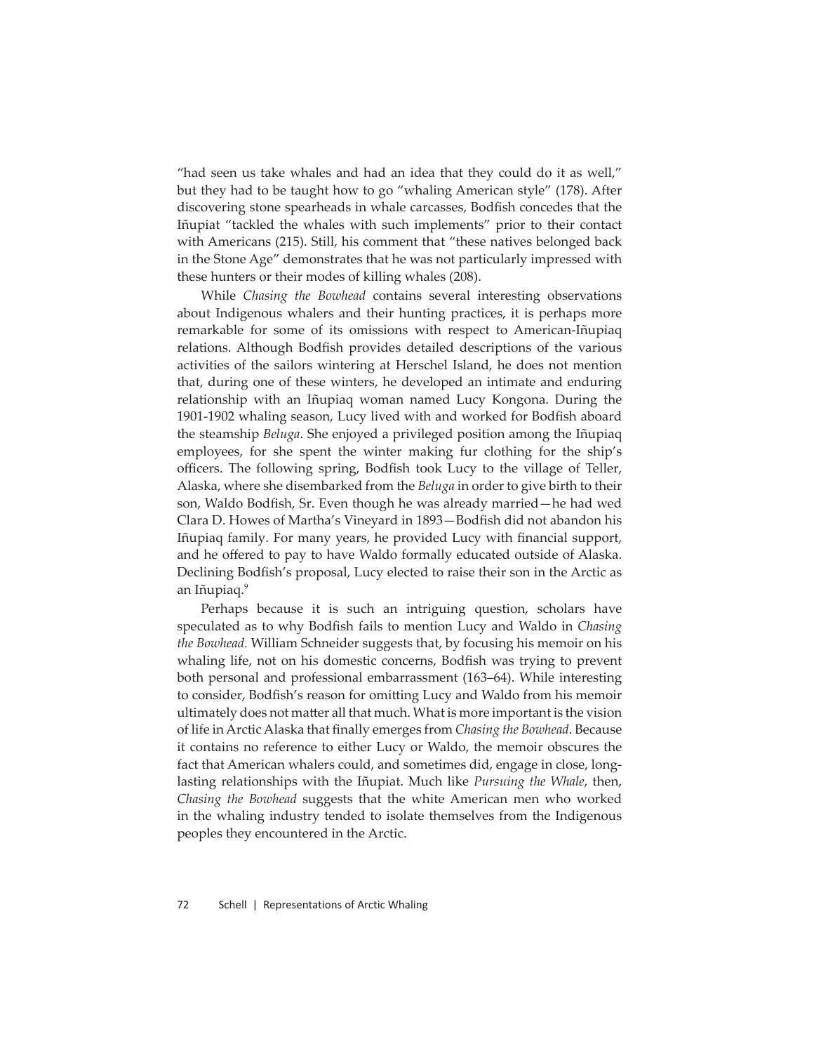"had seen us take whales and had an idea that they could do it as well," but they had to be taught how to go "whaling American style" (178). After discovering stone spearheads in whale carcasses, Bodfish concedes that the Iñupiat "tackled the whales with such implements" prior to their contact with Americans (215). Still, his comment that "these natives belonged back in the Stone Age" demonstrates that he was not particularly impressed with these hunters or their modes of killing whales (208).

While *Chasing the Bowhead* contains several interesting observations about Indigenous whalers and their hunting practices, it is perhaps more remarkable for some of its omissions with respect to American-Iñupiaq relations. Although Bodfish provides detailed descriptions of the various activities of the sailors wintering at Herschel Island, he does not mention that, during one of these winters, he developed an intimate and enduring relationship with an Iñupiaq woman named Lucy Kongona. During the 1901-1902 whaling season, Lucy lived with and worked for Bodfish aboard the steamship *Beluga*. She enjoyed a privileged position among the Iñupiaq employees, for she spent the winter making fur clothing for the ship's officers. The following spring, Bodfish took Lucy to the village of Teller, Alaska, where she disembarked from the *Beluga* in order to give birth to their son, Waldo Bodfish, Sr. Even though he was already married—he had wed Clara D. Howes of Martha's Vineyard in 1893—Bodfish did not abandon his Iñupiaq family. For many years, he provided Lucy with financial support, and he offered to pay to have Waldo formally educated outside of Alaska. Declining Bodfish's proposal, Lucy elected to raise their son in the Arctic as an Iñupiaq.[9]

Perhaps because it is such an intriguing question, scholars have speculated as to why Bodfish fails to mention Lucy and Waldo in *Chasing the Bowhead*. William Schneider suggests that, by focusing his memoir on his whaling life, not on his domestic concerns, Bodfish was trying to prevent both personal and professional embarrassment (163–64). While interesting to consider, Bodfish's reason for omitting Lucy and Waldo from his memoir ultimately does not matter all that much. What is more important is the vision of life in Arctic Alaska that finally emerges from *Chasing the Bowhead*. Because it contains no reference to either Lucy or Waldo, the memoir obscures the fact that American whalers could, and sometimes did, engage in close, long-lasting relationships with the Iñupiat. Much like *Pursuing the Whale*, then, *Chasing the Bowhead* suggests that the white American men who worked in the whaling industry tended to isolate themselves from the Indigenous peoples they encountered in the Arctic.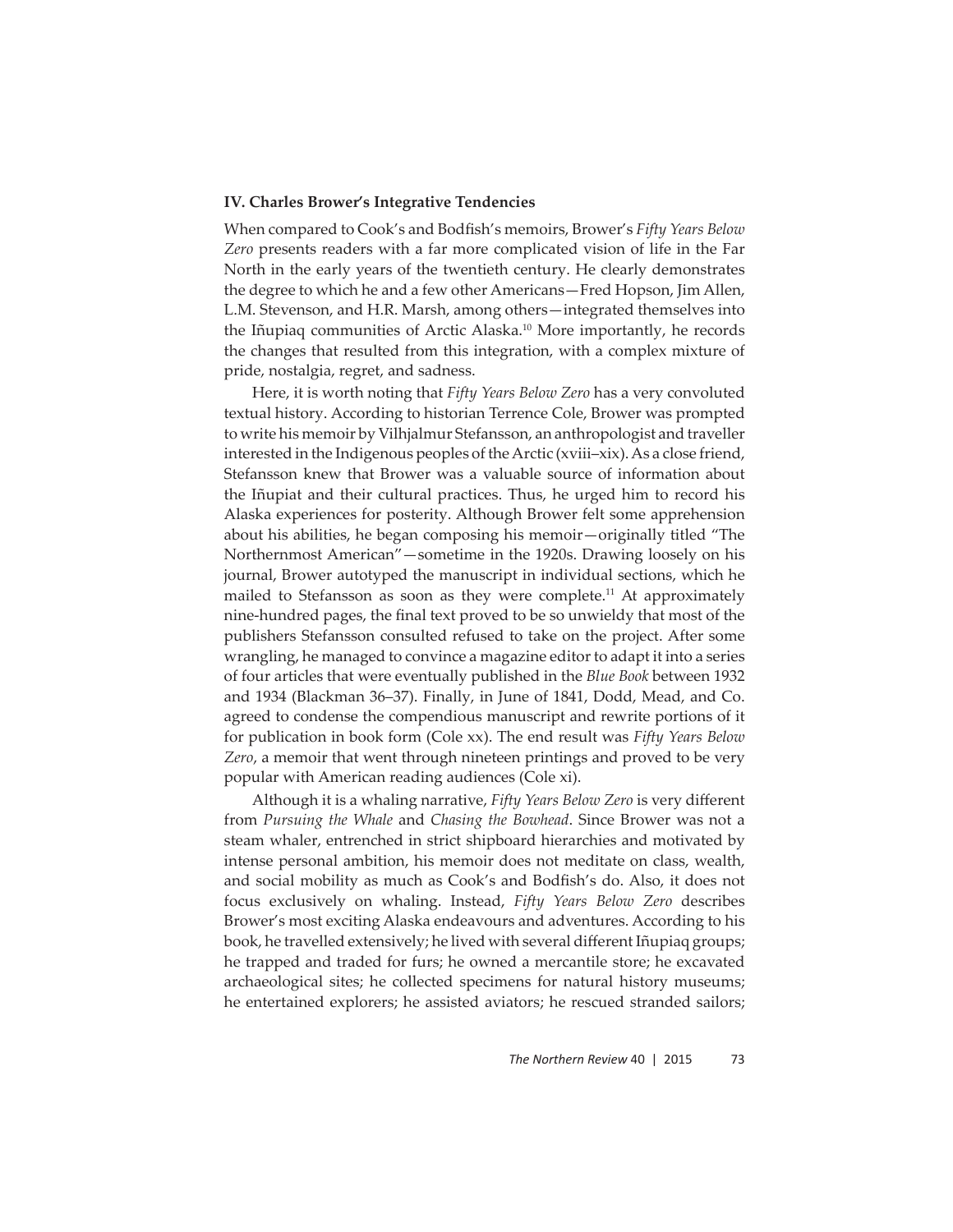### IV. Charles Brower's Integrative Tendencies

When compared to Cook's and Bodfish's memoirs, Brower's *Fifty Years Below Zero* presents readers with a far more complicated vision of life in the Far North in the early years of the twentieth century. He clearly demonstrates the degree to which he and a few other Americans—Fred Hopson, Jim Allen, L.M. Stevenson, and H.R. Marsh, among others—integrated themselves into the Iñupiaq communities of Arctic Alaska.[10] More importantly, he records the changes that resulted from this integration, with a complex mixture of pride, nostalgia, regret, and sadness.

Here, it is worth noting that *Fifty Years Below Zero* has a very convoluted textual history. According to historian Terrence Cole, Brower was prompted to write his memoir by Vilhjalmur Stefansson, an anthropologist and traveller interested in the Indigenous peoples of the Arctic (xviii–xix). As a close friend, Stefansson knew that Brower was a valuable source of information about the Iñupiat and their cultural practices. Thus, he urged him to record his Alaska experiences for posterity. Although Brower felt some apprehension about his abilities, he began composing his memoir—originally titled "The Northernmost American"—sometime in the 1920s. Drawing loosely on his journal, Brower autotyped the manuscript in individual sections, which he mailed to Stefansson as soon as they were complete.[11] At approximately nine-hundred pages, the final text proved to be so unwieldy that most of the publishers Stefansson consulted refused to take on the project. After some wrangling, he managed to convince a magazine editor to adapt it into a series of four articles that were eventually published in the *Blue Book* between 1932 and 1934 (Blackman 36–37). Finally, in June of 1841, Dodd, Mead, and Co. agreed to condense the compendious manuscript and rewrite portions of it for publication in book form (Cole xx). The end result was *Fifty Years Below Zero*, a memoir that went through nineteen printings and proved to be very popular with American reading audiences (Cole xi).

Although it is a whaling narrative, *Fifty Years Below Zero* is very different from *Pursuing the Whale* and *Chasing the Bowhead*. Since Brower was not a steam whaler, entrenched in strict shipboard hierarchies and motivated by intense personal ambition, his memoir does not meditate on class, wealth, and social mobility as much as Cook's and Bodfish's do. Also, it does not focus exclusively on whaling. Instead, *Fifty Years Below Zero* describes Brower's most exciting Alaska endeavours and adventures. According to his book, he travelled extensively; he lived with several different Iñupiaq groups; he trapped and traded for furs; he owned a mercantile store; he excavated archaeological sites; he collected specimens for natural history museums; he entertained explorers; he assisted aviators; he rescued stranded sailors;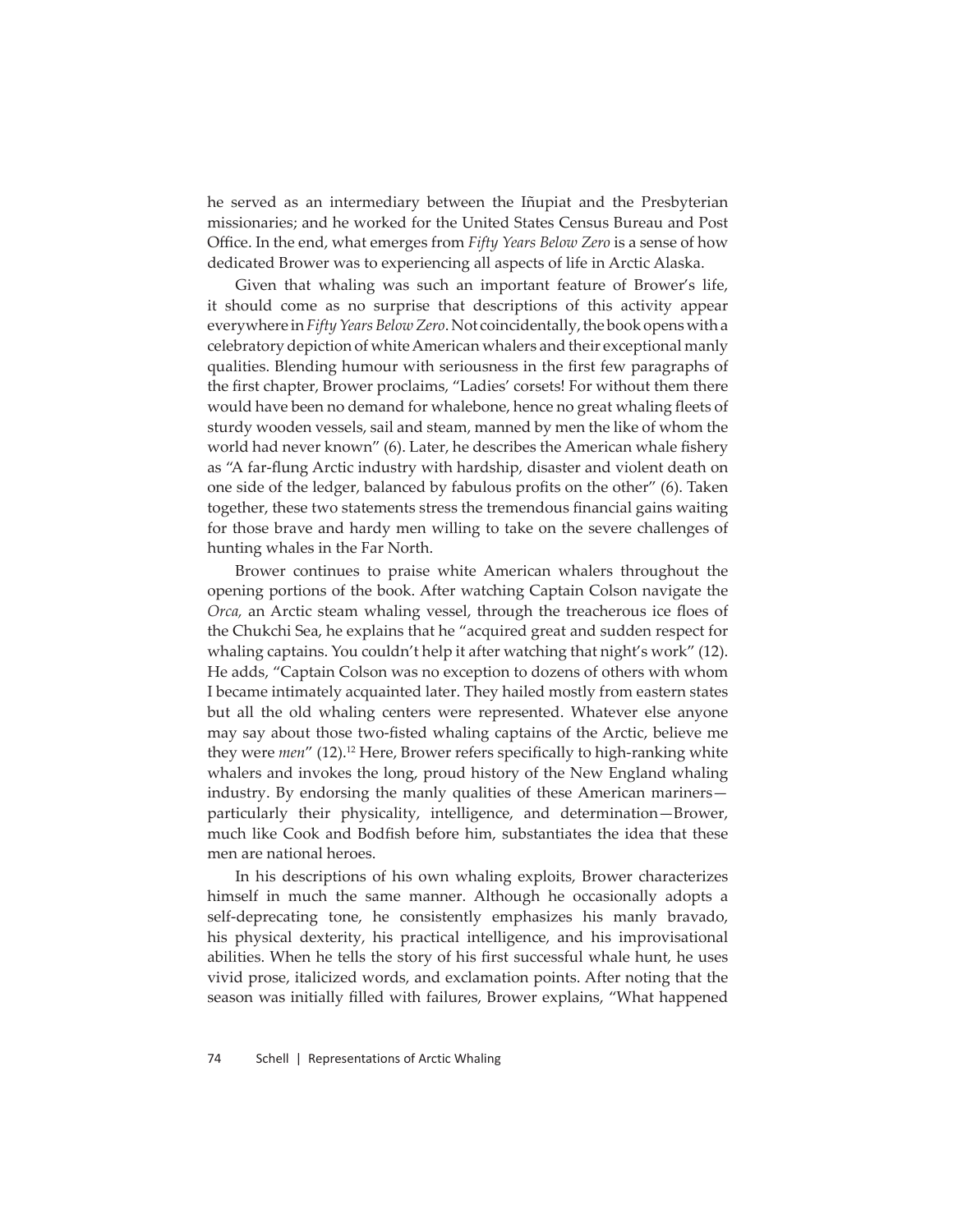he served as an intermediary between the Iñupiat and the Presbyterian missionaries; and he worked for the United States Census Bureau and Post Office. In the end, what emerges from *Fifty Years Below Zero* is a sense of how dedicated Brower was to experiencing all aspects of life in Arctic Alaska.

Given that whaling was such an important feature of Brower's life, it should come as no surprise that descriptions of this activity appear everywhere in *Fifty Years Below Zero*. Not coincidentally, the book opens with a celebratory depiction of white American whalers and their exceptional manly qualities. Blending humour with seriousness in the first few paragraphs of the first chapter, Brower proclaims, "Ladies' corsets! For without them there would have been no demand for whalebone, hence no great whaling fleets of sturdy wooden vessels, sail and steam, manned by men the like of whom the world had never known" (6). Later, he describes the American whale fishery as "A far-flung Arctic industry with hardship, disaster and violent death on one side of the ledger, balanced by fabulous profits on the other" (6). Taken together, these two statements stress the tremendous financial gains waiting for those brave and hardy men willing to take on the severe challenges of hunting whales in the Far North.

Brower continues to praise white American whalers throughout the opening portions of the book. After watching Captain Colson navigate the *Orca*, an Arctic steam whaling vessel, through the treacherous ice floes of the Chukchi Sea, he explains that he "acquired great and sudden respect for whaling captains. You couldn't help it after watching that night's work" (12). He adds, "Captain Colson was no exception to dozens of others with whom I became intimately acquainted later. They hailed mostly from eastern states but all the old whaling centers were represented. Whatever else anyone may say about those two-fisted whaling captains of the Arctic, believe me they were *men*" (12).[12] Here, Brower refers specifically to high-ranking white whalers and invokes the long, proud history of the New England whaling industry. By endorsing the manly qualities of these American mariners—particularly their physicality, intelligence, and determination—Brower, much like Cook and Bodfish before him, substantiates the idea that these men are national heroes.

In his descriptions of his own whaling exploits, Brower characterizes himself in much the same manner. Although he occasionally adopts a self-deprecating tone, he consistently emphasizes his manly bravado, his physical dexterity, his practical intelligence, and his improvisational abilities. When he tells the story of his first successful whale hunt, he uses vivid prose, italicized words, and exclamation points. After noting that the season was initially filled with failures, Brower explains, "What happened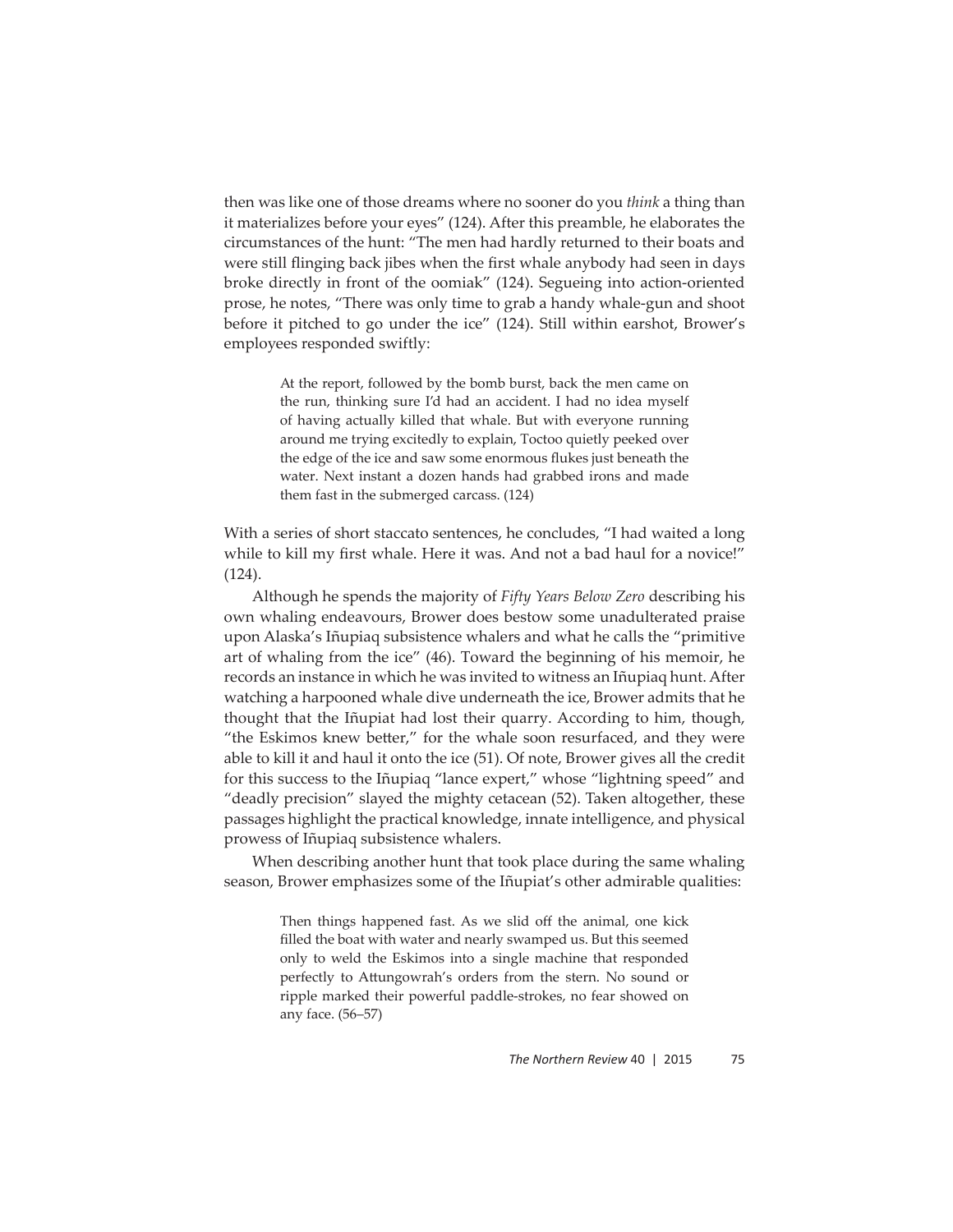then was like one of those dreams where no sooner do you *think* a thing than it materializes before your eyes" (124). After this preamble, he elaborates the circumstances of the hunt: "The men had hardly returned to their boats and were still flinging back jibes when the first whale anybody had seen in days broke directly in front of the oomiak" (124). Segueing into action-oriented prose, he notes, "There was only time to grab a handy whale-gun and shoot before it pitched to go under the ice" (124). Still within earshot, Brower's employees responded swiftly:

> At the report, followed by the bomb burst, back the men came on the run, thinking sure I'd had an accident. I had no idea myself of having actually killed that whale. But with everyone running around me trying excitedly to explain, Toctoo quietly peeked over the edge of the ice and saw some enormous flukes just beneath the water. Next instant a dozen hands had grabbed irons and made them fast in the submerged carcass. (124)

With a series of short staccato sentences, he concludes, "I had waited a long while to kill my first whale. Here it was. And not a bad haul for a novice!" (124).

Although he spends the majority of *Fifty Years Below Zero* describing his own whaling endeavours, Brower does bestow some unadulterated praise upon Alaska's Iñupiaq subsistence whalers and what he calls the "primitive art of whaling from the ice" (46). Toward the beginning of his memoir, he records an instance in which he was invited to witness an Iñupiaq hunt. After watching a harpooned whale dive underneath the ice, Brower admits that he thought that the Iñupiat had lost their quarry. According to him, though, "the Eskimos knew better," for the whale soon resurfaced, and they were able to kill it and haul it onto the ice (51). Of note, Brower gives all the credit for this success to the Iñupiaq "lance expert," whose "lightning speed" and "deadly precision" slayed the mighty cetacean (52). Taken altogether, these passages highlight the practical knowledge, innate intelligence, and physical prowess of Iñupiaq subsistence whalers.

When describing another hunt that took place during the same whaling season, Brower emphasizes some of the Iñupiat's other admirable qualities:

> Then things happened fast. As we slid off the animal, one kick filled the boat with water and nearly swamped us. But this seemed only to weld the Eskimos into a single machine that responded perfectly to Attungowrah's orders from the stern. No sound or ripple marked their powerful paddle-strokes, no fear showed on any face. (56–57)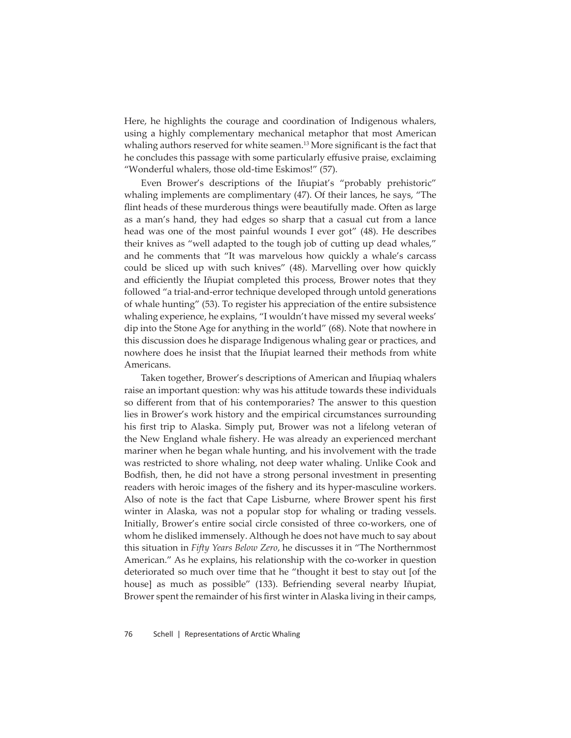Here, he highlights the courage and coordination of Indigenous whalers, using a highly complementary mechanical metaphor that most American whaling authors reserved for white seamen.[13] More significant is the fact that he concludes this passage with some particularly effusive praise, exclaiming "Wonderful whalers, those old-time Eskimos!" (57).

Even Brower's descriptions of the Iñupiat's "probably prehistoric" whaling implements are complimentary (47). Of their lances, he says, "The flint heads of these murderous things were beautifully made. Often as large as a man's hand, they had edges so sharp that a casual cut from a lance head was one of the most painful wounds I ever got" (48). He describes their knives as "well adapted to the tough job of cutting up dead whales," and he comments that "It was marvelous how quickly a whale's carcass could be sliced up with such knives" (48). Marvelling over how quickly and efficiently the Iñupiat completed this process, Brower notes that they followed "a trial-and-error technique developed through untold generations of whale hunting" (53). To register his appreciation of the entire subsistence whaling experience, he explains, "I wouldn't have missed my several weeks' dip into the Stone Age for anything in the world" (68). Note that nowhere in this discussion does he disparage Indigenous whaling gear or practices, and nowhere does he insist that the Iñupiat learned their methods from white Americans.

Taken together, Brower's descriptions of American and Iñupiaq whalers raise an important question: why was his attitude towards these individuals so different from that of his contemporaries? The answer to this question lies in Brower's work history and the empirical circumstances surrounding his first trip to Alaska. Simply put, Brower was not a lifelong veteran of the New England whale fishery. He was already an experienced merchant mariner when he began whale hunting, and his involvement with the trade was restricted to shore whaling, not deep water whaling. Unlike Cook and Bodfish, then, he did not have a strong personal investment in presenting readers with heroic images of the fishery and its hyper-masculine workers. Also of note is the fact that Cape Lisburne, where Brower spent his first winter in Alaska, was not a popular stop for whaling or trading vessels. Initially, Brower's entire social circle consisted of three co-workers, one of whom he disliked immensely. Although he does not have much to say about this situation in *Fifty Years Below Zero*, he discusses it in "The Northernmost American." As he explains, his relationship with the co-worker in question deteriorated so much over time that he "thought it best to stay out [of the house] as much as possible" (133). Befriending several nearby Iñupiat, Brower spent the remainder of his first winter in Alaska living in their camps,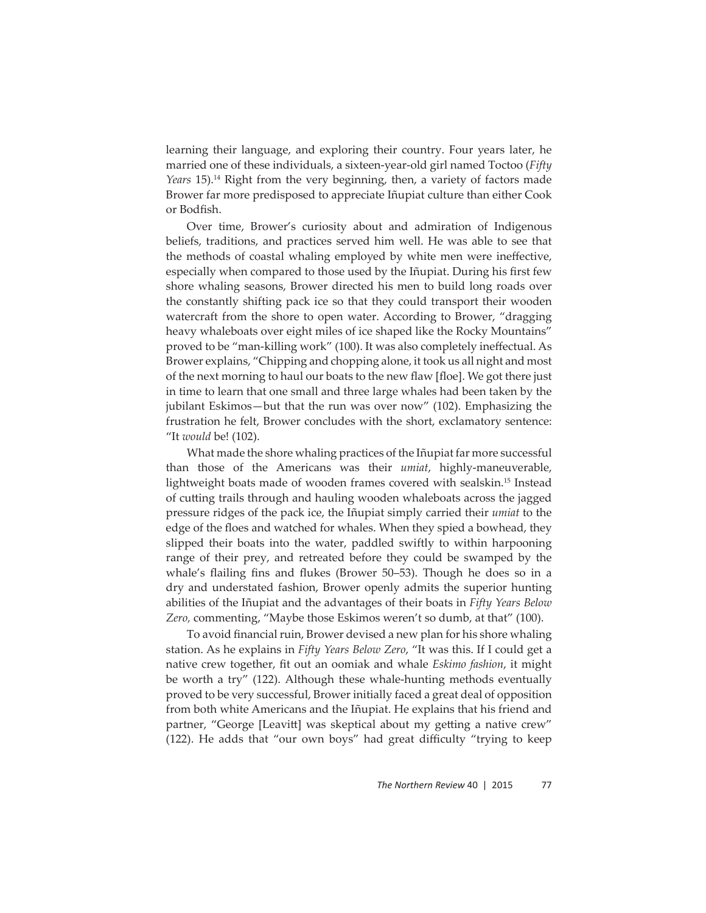learning their language, and exploring their country. Four years later, he married one of these individuals, a sixteen-year-old girl named Toctoo (*Fifty Years* 15).[14] Right from the very beginning, then, a variety of factors made Brower far more predisposed to appreciate Iñupiat culture than either Cook or Bodfish.

Over time, Brower's curiosity about and admiration of Indigenous beliefs, traditions, and practices served him well. He was able to see that the methods of coastal whaling employed by white men were ineffective, especially when compared to those used by the Iñupiat. During his first few shore whaling seasons, Brower directed his men to build long roads over the constantly shifting pack ice so that they could transport their wooden watercraft from the shore to open water. According to Brower, "dragging heavy whaleboats over eight miles of ice shaped like the Rocky Mountains" proved to be "man-killing work" (100). It was also completely ineffectual. As Brower explains, "Chipping and chopping alone, it took us all night and most of the next morning to haul our boats to the new flaw [floe]. We got there just in time to learn that one small and three large whales had been taken by the jubilant Eskimos—but that the run was over now" (102). Emphasizing the frustration he felt, Brower concludes with the short, exclamatory sentence: "It *would* be! (102).

What made the shore whaling practices of the Iñupiat far more successful than those of the Americans was their *umiat*, highly-maneuverable, lightweight boats made of wooden frames covered with sealskin.[15] Instead of cutting trails through and hauling wooden whaleboats across the jagged pressure ridges of the pack ice, the Iñupiat simply carried their *umiat* to the edge of the floes and watched for whales. When they spied a bowhead, they slipped their boats into the water, paddled swiftly to within harpooning range of their prey, and retreated before they could be swamped by the whale's flailing fins and flukes (Brower 50–53). Though he does so in a dry and understated fashion, Brower openly admits the superior hunting abilities of the Iñupiat and the advantages of their boats in *Fifty Years Below Zero*, commenting, "Maybe those Eskimos weren't so dumb, at that" (100).

To avoid financial ruin, Brower devised a new plan for his shore whaling station. As he explains in *Fifty Years Below Zero*, "It was this. If I could get a native crew together, fit out an oomiak and whale *Eskimo fashion*, it might be worth a try" (122). Although these whale-hunting methods eventually proved to be very successful, Brower initially faced a great deal of opposition from both white Americans and the Iñupiat. He explains that his friend and partner, "George [Leavitt] was skeptical about my getting a native crew" (122). He adds that "our own boys" had great difficulty "trying to keep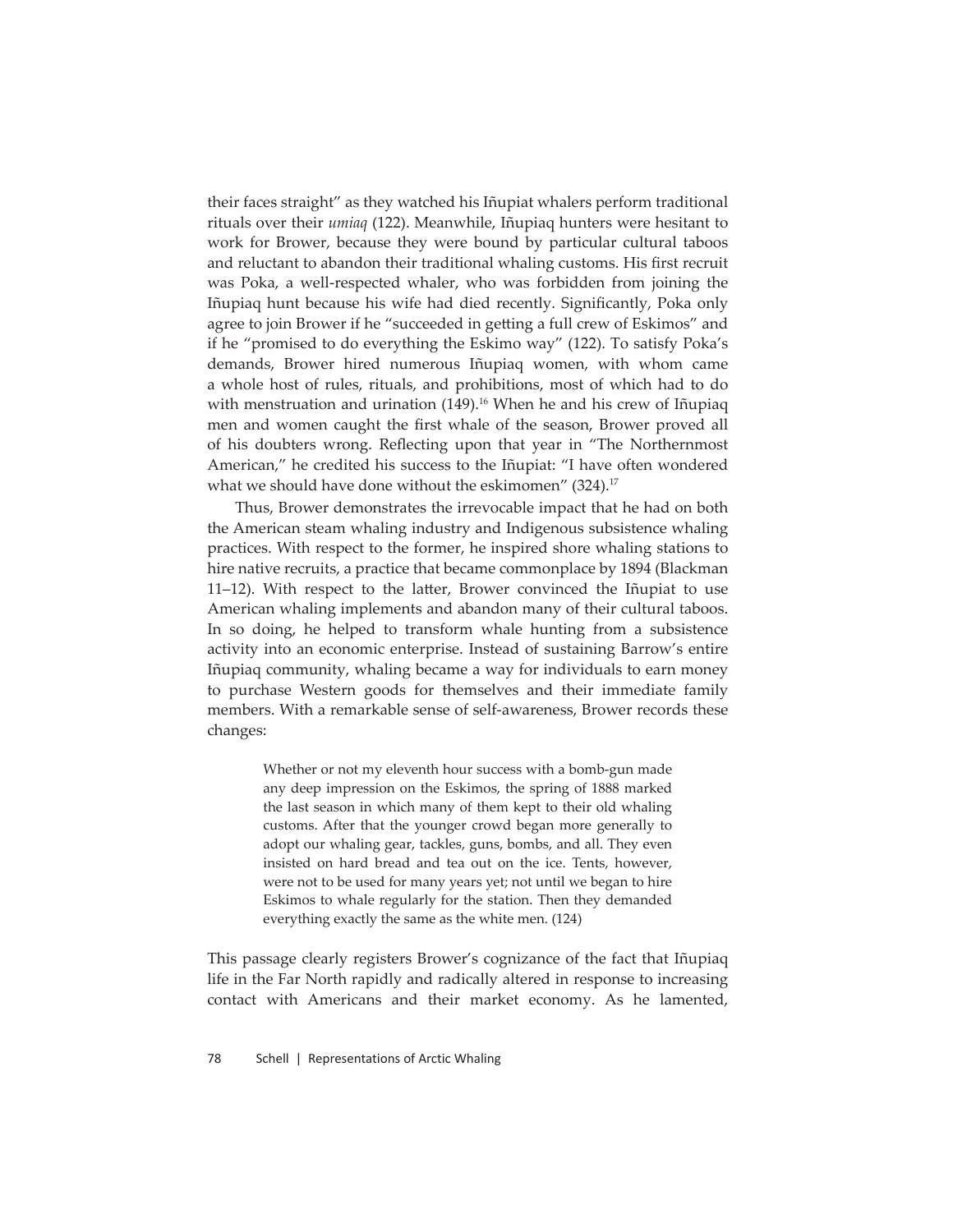their faces straight" as they watched his Iñupiat whalers perform traditional rituals over their *umiaq* (122). Meanwhile, Iñupiaq hunters were hesitant to work for Brower, because they were bound by particular cultural taboos and reluctant to abandon their traditional whaling customs. His first recruit was Poka, a well-respected whaler, who was forbidden from joining the Iñupiaq hunt because his wife had died recently. Significantly, Poka only agree to join Brower if he "succeeded in getting a full crew of Eskimos" and if he "promised to do everything the Eskimo way" (122). To satisfy Poka's demands, Brower hired numerous Iñupiaq women, with whom came a whole host of rules, rituals, and prohibitions, most of which had to do with menstruation and urination (149).[16] When he and his crew of Iñupiaq men and women caught the first whale of the season, Brower proved all of his doubters wrong. Reflecting upon that year in "The Northernmost American," he credited his success to the Iñupiat: "I have often wondered what we should have done without the eskimomen" (324).[17]

Thus, Brower demonstrates the irrevocable impact that he had on both the American steam whaling industry and Indigenous subsistence whaling practices. With respect to the former, he inspired shore whaling stations to hire native recruits, a practice that became commonplace by 1894 (Blackman 11–12). With respect to the latter, Brower convinced the Iñupiat to use American whaling implements and abandon many of their cultural taboos. In so doing, he helped to transform whale hunting from a subsistence activity into an economic enterprise. Instead of sustaining Barrow's entire Iñupiaq community, whaling became a way for individuals to earn money to purchase Western goods for themselves and their immediate family members. With a remarkable sense of self-awareness, Brower records these changes:

> Whether or not my eleventh hour success with a bomb-gun made any deep impression on the Eskimos, the spring of 1888 marked the last season in which many of them kept to their old whaling customs. After that the younger crowd began more generally to adopt our whaling gear, tackles, guns, bombs, and all. They even insisted on hard bread and tea out on the ice. Tents, however, were not to be used for many years yet; not until we began to hire Eskimos to whale regularly for the station. Then they demanded everything exactly the same as the white men. (124)

This passage clearly registers Brower's cognizance of the fact that Iñupiaq life in the Far North rapidly and radically altered in response to increasing contact with Americans and their market economy. As he lamented,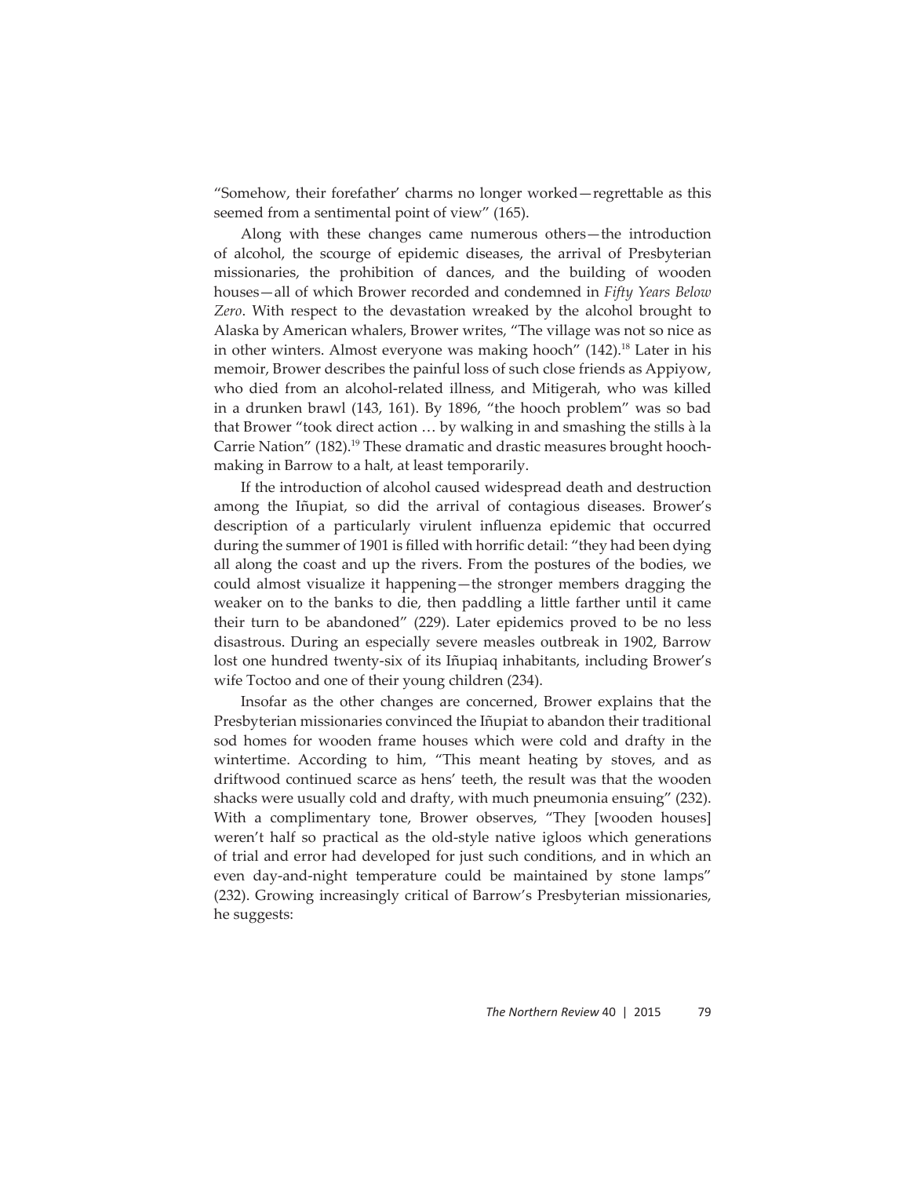"Somehow, their forefather' charms no longer worked—regrettable as this seemed from a sentimental point of view" (165).

Along with these changes came numerous others—the introduction of alcohol, the scourge of epidemic diseases, the arrival of Presbyterian missionaries, the prohibition of dances, and the building of wooden houses—all of which Brower recorded and condemned in *Fifty Years Below Zero*. With respect to the devastation wreaked by the alcohol brought to Alaska by American whalers, Brower writes, "The village was not so nice as in other winters. Almost everyone was making hooch" (142).[18] Later in his memoir, Brower describes the painful loss of such close friends as Appiyow, who died from an alcohol-related illness, and Mitigerah, who was killed in a drunken brawl (143, 161). By 1896, "the hooch problem" was so bad that Brower "took direct action … by walking in and smashing the stills à la Carrie Nation" (182).[19] These dramatic and drastic measures brought hooch-making in Barrow to a halt, at least temporarily.

If the introduction of alcohol caused widespread death and destruction among the Iñupiat, so did the arrival of contagious diseases. Brower's description of a particularly virulent influenza epidemic that occurred during the summer of 1901 is filled with horrific detail: "they had been dying all along the coast and up the rivers. From the postures of the bodies, we could almost visualize it happening—the stronger members dragging the weaker on to the banks to die, then paddling a little farther until it came their turn to be abandoned" (229). Later epidemics proved to be no less disastrous. During an especially severe measles outbreak in 1902, Barrow lost one hundred twenty-six of its Iñupiaq inhabitants, including Brower's wife Toctoo and one of their young children (234).

Insofar as the other changes are concerned, Brower explains that the Presbyterian missionaries convinced the Iñupiat to abandon their traditional sod homes for wooden frame houses which were cold and drafty in the wintertime. According to him, "This meant heating by stoves, and as driftwood continued scarce as hens' teeth, the result was that the wooden shacks were usually cold and drafty, with much pneumonia ensuing" (232). With a complimentary tone, Brower observes, "They [wooden houses] weren't half so practical as the old-style native igloos which generations of trial and error had developed for just such conditions, and in which an even day-and-night temperature could be maintained by stone lamps" (232). Growing increasingly critical of Barrow's Presbyterian missionaries, he suggests: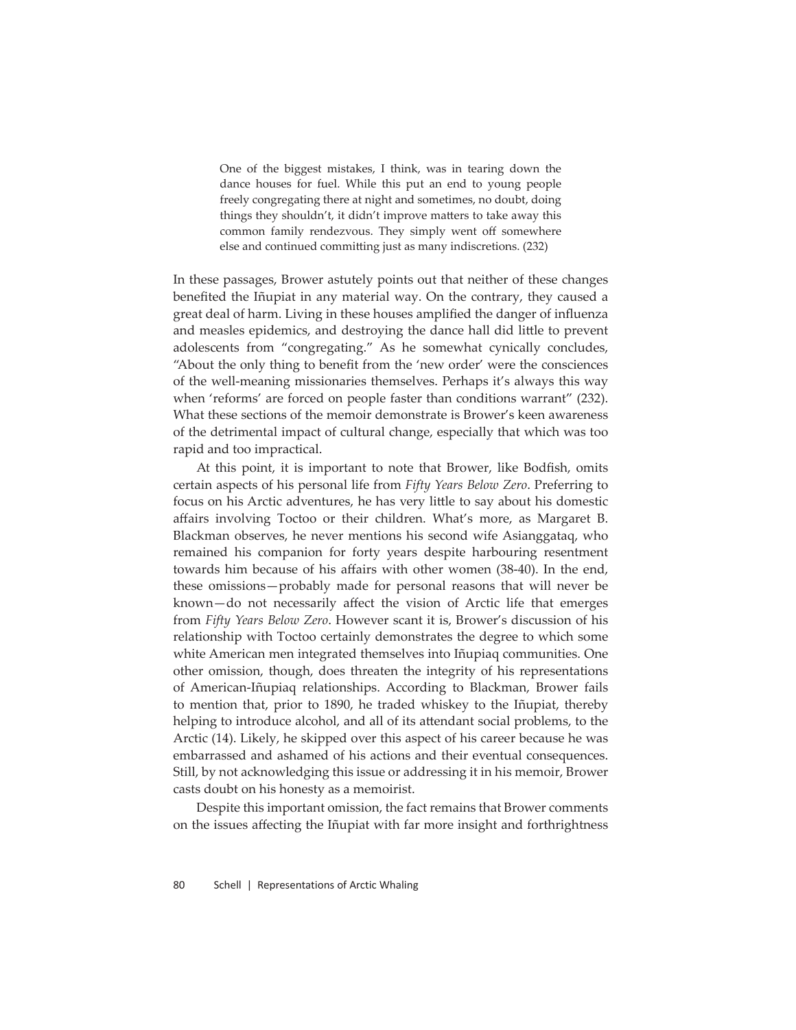> One of the biggest mistakes, I think, was in tearing down the dance houses for fuel. While this put an end to young people freely congregating there at night and sometimes, no doubt, doing things they shouldn't, it didn't improve matters to take away this common family rendezvous. They simply went off somewhere else and continued committing just as many indiscretions. (232)

In these passages, Brower astutely points out that neither of these changes benefited the Iñupiat in any material way. On the contrary, they caused a great deal of harm. Living in these houses amplified the danger of influenza and measles epidemics, and destroying the dance hall did little to prevent adolescents from "congregating." As he somewhat cynically concludes, "About the only thing to benefit from the 'new order' were the consciences of the well-meaning missionaries themselves. Perhaps it's always this way when 'reforms' are forced on people faster than conditions warrant" (232). What these sections of the memoir demonstrate is Brower's keen awareness of the detrimental impact of cultural change, especially that which was too rapid and too impractical.

At this point, it is important to note that Brower, like Bodfish, omits certain aspects of his personal life from *Fifty Years Below Zero*. Preferring to focus on his Arctic adventures, he has very little to say about his domestic affairs involving Toctoo or their children. What's more, as Margaret B. Blackman observes, he never mentions his second wife Asianggataq, who remained his companion for forty years despite harbouring resentment towards him because of his affairs with other women (38-40). In the end, these omissions—probably made for personal reasons that will never be known—do not necessarily affect the vision of Arctic life that emerges from *Fifty Years Below Zero*. However scant it is, Brower's discussion of his relationship with Toctoo certainly demonstrates the degree to which some white American men integrated themselves into Iñupiaq communities. One other omission, though, does threaten the integrity of his representations of American-Iñupiaq relationships. According to Blackman, Brower fails to mention that, prior to 1890, he traded whiskey to the Iñupiat, thereby helping to introduce alcohol, and all of its attendant social problems, to the Arctic (14). Likely, he skipped over this aspect of his career because he was embarrassed and ashamed of his actions and their eventual consequences. Still, by not acknowledging this issue or addressing it in his memoir, Brower casts doubt on his honesty as a memoirist.

Despite this important omission, the fact remains that Brower comments on the issues affecting the Iñupiat with far more insight and forthrightness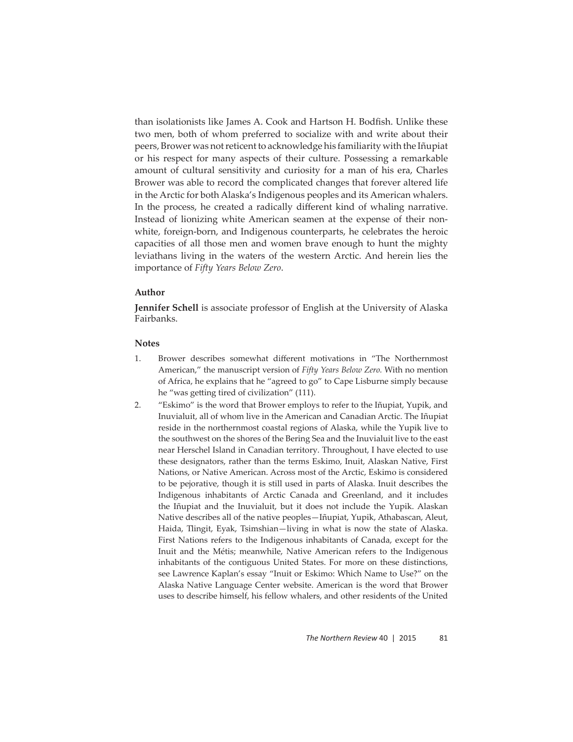than isolationists like James A. Cook and Hartson H. Bodfish. Unlike these two men, both of whom preferred to socialize with and write about their peers, Brower was not reticent to acknowledge his familiarity with the Iñupiat or his respect for many aspects of their culture. Possessing a remarkable amount of cultural sensitivity and curiosity for a man of his era, Charles Brower was able to record the complicated changes that forever altered life in the Arctic for both Alaska's Indigenous peoples and its American whalers. In the process, he created a radically different kind of whaling narrative. Instead of lionizing white American seamen at the expense of their non-white, foreign-born, and Indigenous counterparts, he celebrates the heroic capacities of all those men and women brave enough to hunt the mighty leviathans living in the waters of the western Arctic. And herein lies the importance of *Fifty Years Below Zero*.

### Author

**Jennifer Schell** is associate professor of English at the University of Alaska Fairbanks.

### Notes

1. Brower describes somewhat different motivations in "The Northernmost American," the manuscript version of *Fifty Years Below Zero.* With no mention of Africa, he explains that he "agreed to go" to Cape Lisburne simply because he "was getting tired of civilization" (111).
2. "Eskimo" is the word that Brower employs to refer to the Iñupiat, Yupik, and Inuvialuit, all of whom live in the American and Canadian Arctic. The Iñupiat reside in the northernmost coastal regions of Alaska, while the Yupik live to the southwest on the shores of the Bering Sea and the Inuvialuit live to the east near Herschel Island in Canadian territory. Throughout, I have elected to use these designators, rather than the terms Eskimo, Inuit, Alaskan Native, First Nations, or Native American. Across most of the Arctic, Eskimo is considered to be pejorative, though it is still used in parts of Alaska. Inuit describes the Indigenous inhabitants of Arctic Canada and Greenland, and it includes the Iñupiat and the Inuvialuit, but it does not include the Yupik. Alaskan Native describes all of the native peoples—Iñupiat, Yupik, Athabascan, Aleut, Haida, Tlingit, Eyak, Tsimshian—living in what is now the state of Alaska. First Nations refers to the Indigenous inhabitants of Canada, except for the Inuit and the Métis; meanwhile, Native American refers to the Indigenous inhabitants of the contiguous United States. For more on these distinctions, see Lawrence Kaplan's essay "Inuit or Eskimo: Which Name to Use?" on the Alaska Native Language Center website. American is the word that Brower uses to describe himself, his fellow whalers, and other residents of the United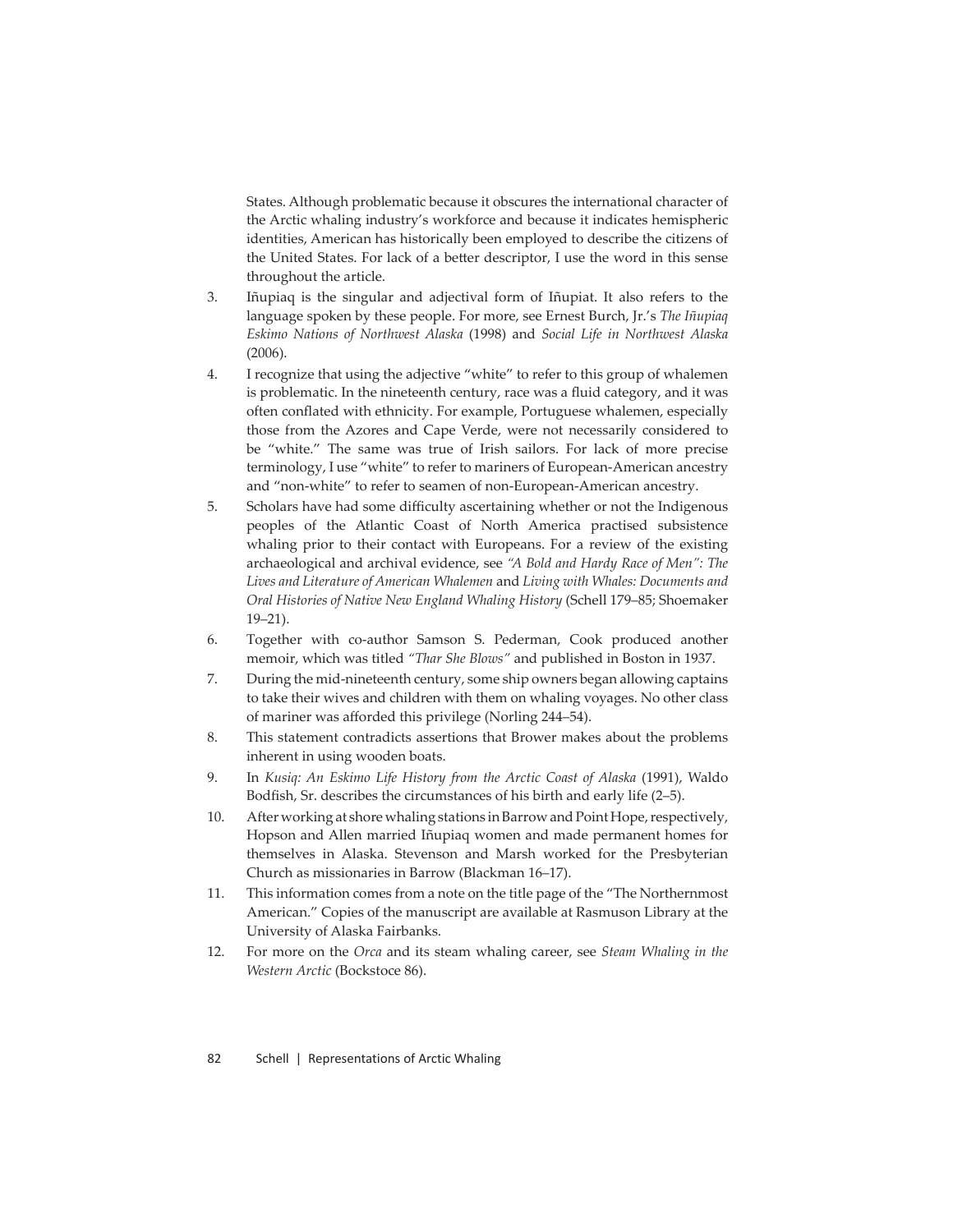States. Although problematic because it obscures the international character of the Arctic whaling industry's workforce and because it indicates hemispheric identities, American has historically been employed to describe the citizens of the United States. For lack of a better descriptor, I use the word in this sense throughout the article.

3. Iñupiaq is the singular and adjectival form of Iñupiat. It also refers to the language spoken by these people. For more, see Ernest Burch, Jr.'s *The Iñupiaq Eskimo Nations of Northwest Alaska* (1998) and *Social Life in Northwest Alaska* (2006).
4. I recognize that using the adjective "white" to refer to this group of whalemen is problematic. In the nineteenth century, race was a fluid category, and it was often conflated with ethnicity. For example, Portuguese whalemen, especially those from the Azores and Cape Verde, were not necessarily considered to be "white." The same was true of Irish sailors. For lack of more precise terminology, I use "white" to refer to mariners of European-American ancestry and "non-white" to refer to seamen of non-European-American ancestry.
5. Scholars have had some difficulty ascertaining whether or not the Indigenous peoples of the Atlantic Coast of North America practised subsistence whaling prior to their contact with Europeans. For a review of the existing archaeological and archival evidence, see *"A Bold and Hardy Race of Men": The Lives and Literature of American Whalemen* and *Living with Whales: Documents and Oral Histories of Native New England Whaling History* (Schell 179–85; Shoemaker 19–21).
6. Together with co-author Samson S. Pederman, Cook produced another memoir, which was titled *"Thar She Blows"* and published in Boston in 1937.
7. During the mid-nineteenth century, some ship owners began allowing captains to take their wives and children with them on whaling voyages. No other class of mariner was afforded this privilege (Norling 244–54).
8. This statement contradicts assertions that Brower makes about the problems inherent in using wooden boats.
9. In *Kusiq: An Eskimo Life History from the Arctic Coast of Alaska* (1991), Waldo Bodfish, Sr. describes the circumstances of his birth and early life (2–5).
10. After working at shore whaling stations in Barrow and Point Hope, respectively, Hopson and Allen married Iñupiaq women and made permanent homes for themselves in Alaska. Stevenson and Marsh worked for the Presbyterian Church as missionaries in Barrow (Blackman 16–17).
11. This information comes from a note on the title page of the "The Northernmost American." Copies of the manuscript are available at Rasmuson Library at the University of Alaska Fairbanks.
12. For more on the *Orca* and its steam whaling career, see *Steam Whaling in the Western Arctic* (Bockstoce 86).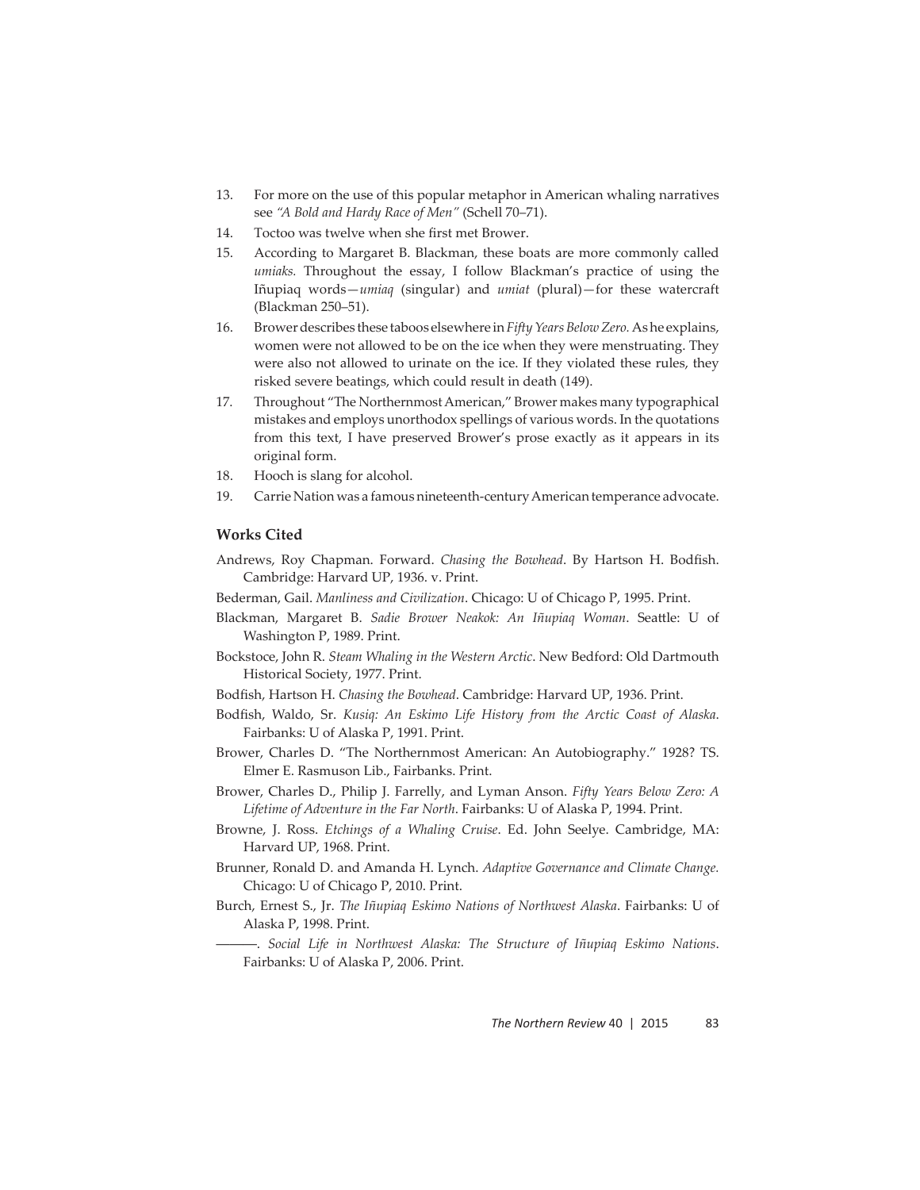13. For more on the use of this popular metaphor in American whaling narratives see *"A Bold and Hardy Race of Men"* (Schell 70–71).
14. Toctoo was twelve when she first met Brower.
15. According to Margaret B. Blackman, these boats are more commonly called *umiaks.* Throughout the essay, I follow Blackman's practice of using the Iñupiaq words—*umiaq* (singular) and *umiat* (plural)—for these watercraft (Blackman 250–51).
16. Brower describes these taboos elsewhere in *Fifty Years Below Zero.* As he explains, women were not allowed to be on the ice when they were menstruating. They were also not allowed to urinate on the ice. If they violated these rules, they risked severe beatings, which could result in death (149).
17. Throughout "The Northernmost American," Brower makes many typographical mistakes and employs unorthodox spellings of various words. In the quotations from this text, I have preserved Brower's prose exactly as it appears in its original form.
18. Hooch is slang for alcohol.
19. Carrie Nation was a famous nineteenth-century American temperance advocate.

### Works Cited

Andrews, Roy Chapman. Forward. *Chasing the Bowhead*. By Hartson H. Bodfish. Cambridge: Harvard UP, 1936. v. Print.

Bederman, Gail. *Manliness and Civilization*. Chicago: U of Chicago P, 1995. Print.

Blackman, Margaret B. *Sadie Brower Neakok: An Iñupiaq Woman*. Seattle: U of Washington P, 1989. Print.

Bockstoce, John R. *Steam Whaling in the Western Arctic*. New Bedford: Old Dartmouth Historical Society, 1977. Print.

Bodfish, Hartson H. *Chasing the Bowhead*. Cambridge: Harvard UP, 1936. Print.

Bodfish, Waldo, Sr. *Kusiq: An Eskimo Life History from the Arctic Coast of Alaska*. Fairbanks: U of Alaska P, 1991. Print.

Brower, Charles D. "The Northernmost American: An Autobiography." 1928? TS. Elmer E. Rasmuson Lib., Fairbanks. Print.

Brower, Charles D., Philip J. Farrelly, and Lyman Anson. *Fifty Years Below Zero: A Lifetime of Adventure in the Far North*. Fairbanks: U of Alaska P, 1994. Print.

Browne, J. Ross. *Etchings of a Whaling Cruise*. Ed. John Seelye. Cambridge, MA: Harvard UP, 1968. Print.

Brunner, Ronald D. and Amanda H. Lynch. *Adaptive Governance and Climate Change.* Chicago: U of Chicago P, 2010. Print.

Burch, Ernest S., Jr. *The Iñupiaq Eskimo Nations of Northwest Alaska*. Fairbanks: U of Alaska P, 1998. Print.

———. *Social Life in Northwest Alaska: The Structure of Iñupiaq Eskimo Nations*. Fairbanks: U of Alaska P, 2006. Print.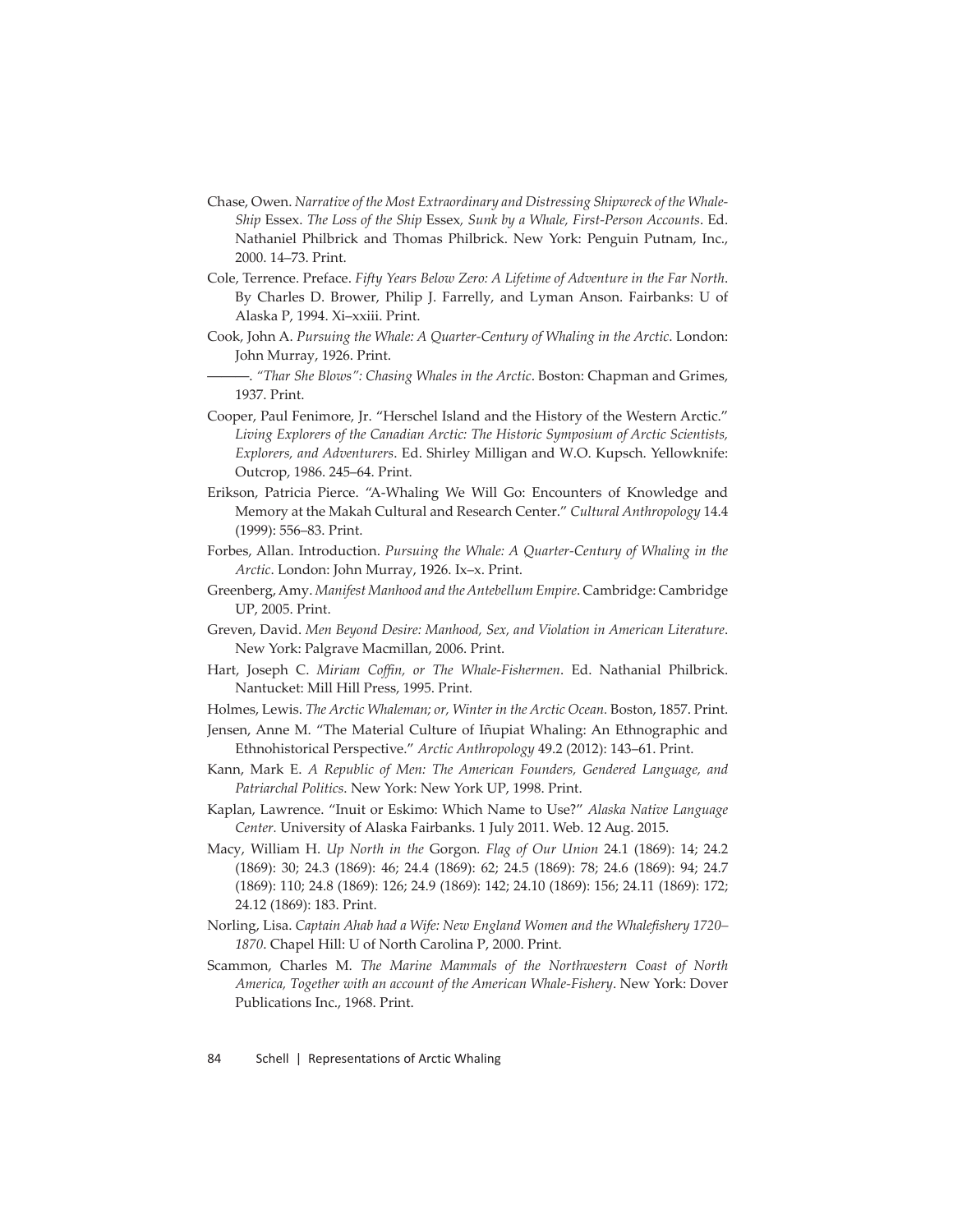Chase, Owen. *Narrative of the Most Extraordinary and Distressing Shipwreck of the Whale-Ship* Essex. *The Loss of the Ship* Essex*, Sunk by a Whale, First-Person Accounts*. Ed. Nathaniel Philbrick and Thomas Philbrick. New York: Penguin Putnam, Inc., 2000. 14–73. Print.

Cole, Terrence. Preface. *Fifty Years Below Zero: A Lifetime of Adventure in the Far North*. By Charles D. Brower, Philip J. Farrelly, and Lyman Anson. Fairbanks: U of Alaska P, 1994. Xi–xxiii. Print.

Cook, John A. *Pursuing the Whale: A Quarter-Century of Whaling in the Arctic*. London: John Murray, 1926. Print.

———. *"Thar She Blows": Chasing Whales in the Arctic*. Boston: Chapman and Grimes, 1937. Print.

Cooper, Paul Fenimore, Jr. "Herschel Island and the History of the Western Arctic." *Living Explorers of the Canadian Arctic: The Historic Symposium of Arctic Scientists, Explorers, and Adventurers*. Ed. Shirley Milligan and W.O. Kupsch. Yellowknife: Outcrop, 1986. 245–64. Print.

Erikson, Patricia Pierce. "A-Whaling We Will Go: Encounters of Knowledge and Memory at the Makah Cultural and Research Center." *Cultural Anthropology* 14.4 (1999): 556–83. Print.

Forbes, Allan. Introduction. *Pursuing the Whale: A Quarter-Century of Whaling in the Arctic*. London: John Murray, 1926. Ix–x. Print.

Greenberg, Amy. *Manifest Manhood and the Antebellum Empire*. Cambridge: Cambridge UP, 2005. Print.

Greven, David. *Men Beyond Desire: Manhood, Sex, and Violation in American Literature*. New York: Palgrave Macmillan, 2006. Print.

Hart, Joseph C. *Miriam Coffin, or The Whale-Fishermen*. Ed. Nathanial Philbrick. Nantucket: Mill Hill Press, 1995. Print.

Holmes, Lewis. *The Arctic Whaleman; or, Winter in the Arctic Ocean.* Boston, 1857. Print.

Jensen, Anne M. "The Material Culture of Iñupiat Whaling: An Ethnographic and Ethnohistorical Perspective." *Arctic Anthropology* 49.2 (2012): 143–61. Print.

Kann, Mark E. *A Republic of Men: The American Founders, Gendered Language, and Patriarchal Politics.* New York: New York UP, 1998. Print.

Kaplan, Lawrence. "Inuit or Eskimo: Which Name to Use?" *Alaska Native Language Center.* University of Alaska Fairbanks. 1 July 2011. Web. 12 Aug. 2015.

Macy, William H. *Up North in the* Gorgon*. Flag of Our Union* 24.1 (1869): 14; 24.2 (1869): 30; 24.3 (1869): 46; 24.4 (1869): 62; 24.5 (1869): 78; 24.6 (1869): 94; 24.7 (1869): 110; 24.8 (1869): 126; 24.9 (1869): 142; 24.10 (1869): 156; 24.11 (1869): 172; 24.12 (1869): 183. Print.

Norling, Lisa. *Captain Ahab had a Wife: New England Women and the Whalefishery 1720–1870*. Chapel Hill: U of North Carolina P, 2000. Print.

Scammon, Charles M. *The Marine Mammals of the Northwestern Coast of North America, Together with an account of the American Whale-Fishery*. New York: Dover Publications Inc., 1968. Print.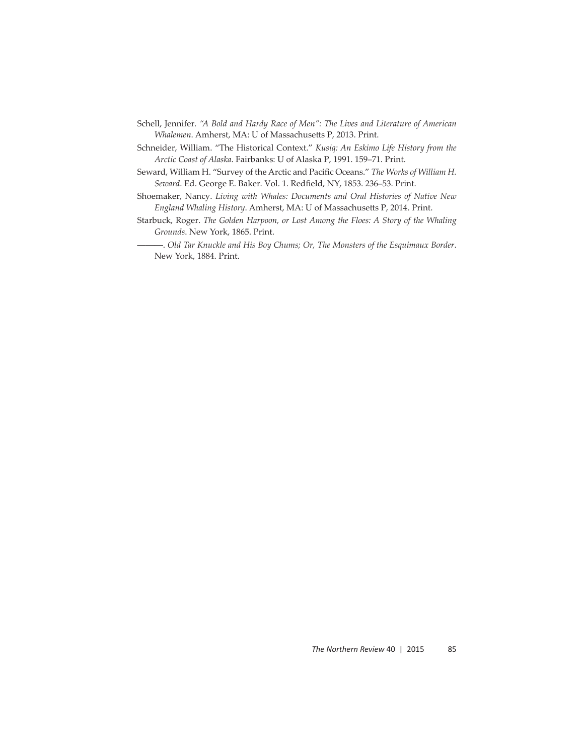Schell, Jennifer. *"A Bold and Hardy Race of Men": The Lives and Literature of American Whalemen*. Amherst, MA: U of Massachusetts P, 2013. Print.

Schneider, William. "The Historical Context." *Kusiq: An Eskimo Life History from the Arctic Coast of Alaska*. Fairbanks: U of Alaska P, 1991. 159–71. Print.

Seward, William H. "Survey of the Arctic and Pacific Oceans." *The Works of William H. Seward*. Ed. George E. Baker. Vol. 1. Redfield, NY, 1853. 236–53. Print.

Shoemaker, Nancy. *Living with Whales: Documents and Oral Histories of Native New England Whaling History*. Amherst, MA: U of Massachusetts P, 2014. Print.

Starbuck, Roger. *The Golden Harpoon, or Lost Among the Floes: A Story of the Whaling Grounds*. New York, 1865. Print.

———. *Old Tar Knuckle and His Boy Chums; Or, The Monsters of the Esquimaux Border*. New York, 1884. Print.